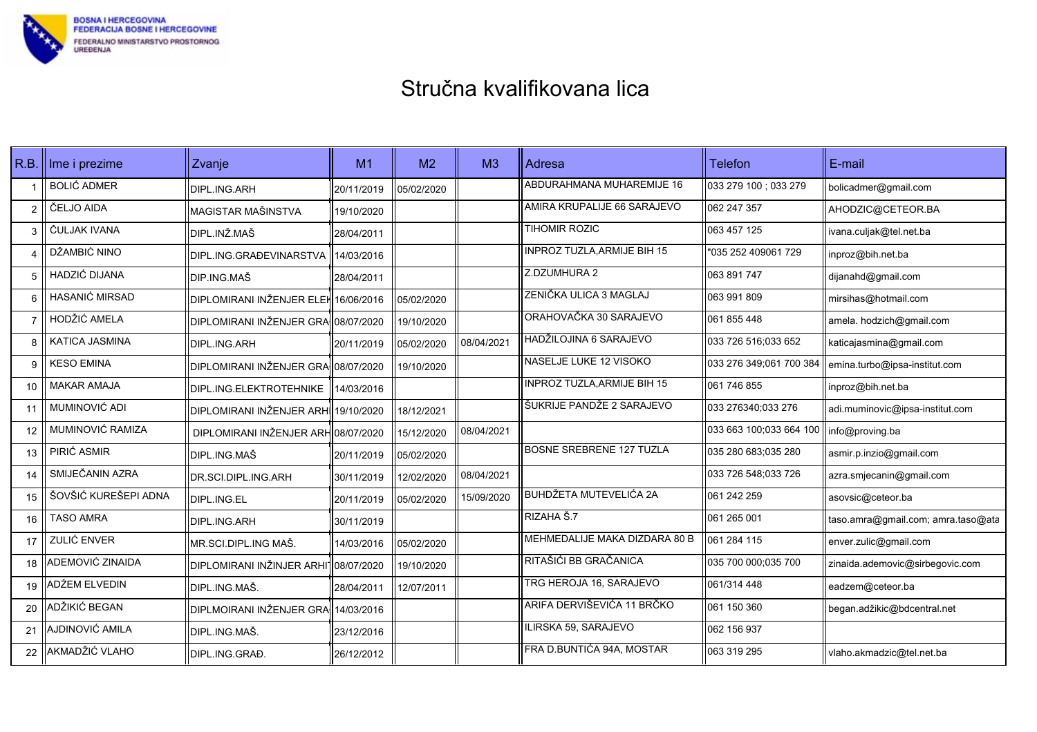BOSNA I HERCEGOVINA
FEDERACIJA BOSNE I HERCEGOVINE
FEDERALNO MINISTARSTVO PROSTORNOG UREĐENJA

# Stručna kvalifikovana lica

| R.B. | Ime i prezime | Zvanje | M1 | M2 | M3 | Adresa | Telefon | E-mail |
|---|---|---|---|---|---|---|---|---|
| 1 | BOLIĆ ADMER | DIPL.ING.ARH | 20/11/2019 | 05/02/2020 | | ABDURAHMANA MUHAREMIJE 16 | 033 279 100 ; 033 279 | bolicadmer@gmail.com |
| 2 | ČELJO AIDA | MAGISTAR MAŠINSTVA | 19/10/2020 | | | AMIRA KRUPALIJE 66 SARAJEVO | 062 247 357 | AHODZIC@CETEOR.BA |
| 3 | ĆULJAK IVANA | DIPL.INŽ.MAŠ | 28/04/2011 | | | TIHOMIR ROZIC | 063 457 125 | ivana.culjak@tel.net.ba |
| 4 | DŽAMBIĆ NINO | DIPL.ING.GRAĐEVINARSTVA | 14/03/2016 | | | INPROZ TUZLA,ARMIJE BIH 15 | "035 252 409061 729 | inproz@bih.net.ba |
| 5 | HADZIĆ DIJANA | DIP.ING.MAŠ | 28/04/2011 | | | Z.DZUMHURA 2 | 063 891 747 | dijanahd@gmail.com |
| 6 | HASANIĆ MIRSAD | DIPLOMIRANI INŽENJER ELEK | 16/06/2016 | 05/02/2020 | | ZENIČKA ULICA 3 MAGLAJ | 063 991 809 | mirsihas@hotmail.com |
| 7 | HODŽIĆ AMELA | DIPLOMIRANI INŽENJER GRA | 08/07/2020 | 19/10/2020 | | ORAHOVAČKA 30 SARAJEVO | 061 855 448 | amela. hodzich@gmail.com |
| 8 | KATICA JASMINA | DIPL.ING.ARH | 20/11/2019 | 05/02/2020 | 08/04/2021 | HADŽILOJINA 6 SARAJEVO | 033 726 516;033 652 | katicajasmina@gmail.com |
| 9 | KESO EMINA | DIPLOMIRANI INŽENJER GRA | 08/07/2020 | 19/10/2020 | | NASELJE LUKE 12 VISOKO | 033 276 349;061 700 384 | emina.turbo@ipsa-institut.com |
| 10 | MAKAR AMAJA | DIPL.ING.ELEKTROTEHNIKE | 14/03/2016 | | | INPROZ TUZLA,ARMIJE BIH 15 | 061 746 855 | inproz@bih.net.ba |
| 11 | MUMINOVIĆ ADI | DIPLOMIRANI INŽENJER ARH | 19/10/2020 | 18/12/2021 | | ŠUKRIJE PANDŽE 2 SARAJEVO | 033 276340;033 276 | adi.muminovic@ipsa-institut.com |
| 12 | MUMINOVIĆ RAMIZA | DIPLOMIRANI INŽENJER ARH | 08/07/2020 | 15/12/2020 | 08/04/2021 | | 033 663 100;033 664 100 | info@proving.ba |
| 13 | PIRIĆ ASMIR | DIPL.ING.MAŠ | 20/11/2019 | 05/02/2020 | | BOSNE SREBRENE 127 TUZLA | 035 280 683;035 280 | asmir.p.inzio@gmail.com |
| 14 | SMIJEČANIN AZRA | DR.SCI.DIPL.ING.ARH | 30/11/2019 | 12/02/2020 | 08/04/2021 | | 033 726 548;033 726 | azra.smjecanin@gmail.com |
| 15 | ŠOVŠIĆ KUREŠEPI ADNA | DIPL.ING.EL | 20/11/2019 | 05/02/2020 | 15/09/2020 | BUHDŽETA MUTEVELIĆA 2A | 061 242 259 | asovsic@ceteor.ba |
| 16 | TASO AMRA | DIPL.ING.ARH | 30/11/2019 | | | RIZAHA Š.7 | 061 265 001 | taso.amra@gmail.com; amra.taso@ata |
| 17 | ZULIĆ ENVER | MR.SCI.DIPL.ING MAŠ. | 14/03/2016 | 05/02/2020 | | MEHMEDALIJE MAKA DIZDARA 80 B | 061 284 115 | enver.zulic@gmail.com |
| 18 | ADEMOVIĆ ZINAIDA | DIPLOMIRANI INŽINJER ARHI | 08/07/2020 | 19/10/2020 | | RITAŠIĆI BB GRAČANICA | 035 700 000;035 700 | zinaida.ademovic@sirbegovic.com |
| 19 | ADŽEM ELVEDIN | DIPL.ING.MAŠ. | 28/04/2011 | 12/07/2011 | | TRG HEROJA 16, SARAJEVO | 061/314 448 | eadzem@ceteor.ba |
| 20 | ADŽIKIĆ BEGAN | DIPLMOIRANI INŽENJER GRA | 14/03/2016 | | | ARIFA DERVIŠEVIĆA 11 BRČKO | 061 150 360 | began.adžikic@bdcentral.net |
| 21 | AJDINOVIĆ AMILA | DIPL.ING.MAŠ. | 23/12/2016 | | | ILIRSKA 59, SARAJEVO | 062 156 937 | |
| 22 | AKMADŽIĆ VLAHO | DIPL.ING.GRAĐ. | 26/12/2012 | | | FRA D.BUNTIĆA 94A, MOSTAR | 063 319 295 | vlaho.akmadzic@tel.net.ba |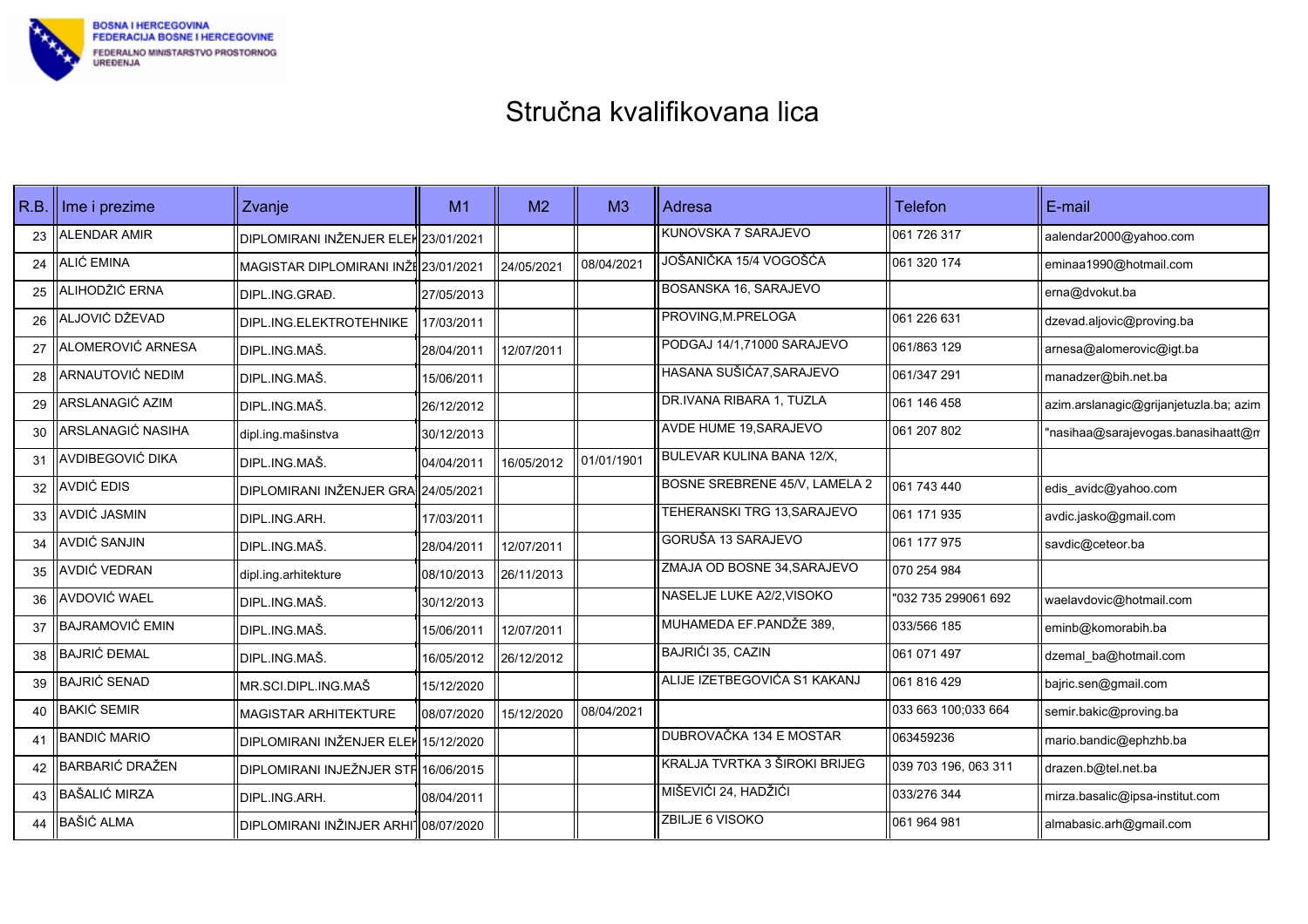BOSNA I HERCEGOVINA
FEDERACIJA BOSNE I HERCEGOVINE
FEDERALNO MINISTARSTVO PROSTORNOG UREĐENJA

# Stručna kvalifikovana lica

| R.B. | Ime i prezime | Zvanje | M1 | M2 | M3 | Adresa | Telefon | E-mail |
|---|---|---|---|---|---|---|---|---|
| 23 | ALENDAR AMIR | DIPLOMIRANI INŽENJER ELEK | 23/01/2021 | | | KUNOVSKA 7 SARAJEVO | 061 726 317 | aalendar2000@yahoo.com |
| 24 | ALIĆ EMINA | MAGISTAR DIPLOMIRANI INŽE | 23/01/2021 | 24/05/2021 | 08/04/2021 | JOŠANIČKA 15/4 VOGOŠĆA | 061 320 174 | eminaa1990@hotmail.com |
| 25 | ALIHODŽIĆ ERNA | DIPL.ING.GRAĐ. | 27/05/2013 | | | BOSANSKA 16, SARAJEVO | | erna@dvokut.ba |
| 26 | ALJOVIĆ DŽEVAD | DIPL.ING.ELEKTROTEHNIKE | 17/03/2011 | | | PROVING,M.PRELOGA | 061 226 631 | dzevad.aljovic@proving.ba |
| 27 | ALOMEROVIĆ ARNESA | DIPL.ING.MAŠ. | 28/04/2011 | 12/07/2011 | | PODGAJ 14/1,71000 SARAJEVO | 061/863 129 | arnesa@alomerovic@igt.ba |
| 28 | ARNAUTOVIĆ NEDIM | DIPL.ING.MAŠ. | 15/06/2011 | | | HASANA SUŠIĆA7,SARAJEVO | 061/347 291 | manadzer@bih.net.ba |
| 29 | ARSLANAGIĆ AZIM | DIPL.ING.MAŠ. | 26/12/2012 | | | DR.IVANA RIBARA 1, TUZLA | 061 146 458 | azim.arslanagic@grijanjetuzla.ba; azim |
| 30 | ARSLANAGIĆ NASIHA | dipl.ing.mašinstva | 30/12/2013 | | | AVDE HUME 19,SARAJEVO | 061 207 802 | "nasihaa@sarajevogas.banasihaatt@n |
| 31 | AVDIBEGOVIĆ DIKA | DIPL.ING.MAŠ. | 04/04/2011 | 16/05/2012 | 01/01/1901 | BULEVAR KULINA BANA 12/X, | | |
| 32 | AVDIĆ EDIS | DIPLOMIRANI INŽENJER GRA | 24/05/2021 | | | BOSNE SREBRENE 45/V, LAMELA 2 | 061 743 440 | edis_avidc@yahoo.com |
| 33 | AVDIĆ JASMIN | DIPL.ING.ARH. | 17/03/2011 | | | TEHERANSKI TRG 13,SARAJEVO | 061 171 935 | avdic.jasko@gmail.com |
| 34 | AVDIĆ SANJIN | DIPL.ING.MAŠ. | 28/04/2011 | 12/07/2011 | | GORUŠA 13 SARAJEVO | 061 177 975 | savdic@ceteor.ba |
| 35 | AVDIĆ VEDRAN | dipl.ing.arhitekture | 08/10/2013 | 26/11/2013 | | ZMAJA OD BOSNE 34,SARAJEVO | 070 254 984 | |
| 36 | AVDOVIĆ WAEL | DIPL.ING.MAŠ. | 30/12/2013 | | | NASELJE LUKE A2/2,VISOKO | "032 735 299061 692 | waelavdovic@hotmail.com |
| 37 | BAJRAMOVIĆ EMIN | DIPL.ING.MAŠ. | 15/06/2011 | 12/07/2011 | | MUHAMEDA EF.PANDŽE 389, | 033/566 185 | eminb@komorabih.ba |
| 38 | BAJRIĆ ĐEMAL | DIPL.ING.MAŠ. | 16/05/2012 | 26/12/2012 | | BAJRIĆI 35, CAZIN | 061 071 497 | dzemal_ba@hotmail.com |
| 39 | BAJRIĆ SENAD | MR.SCI.DIPL.ING.MAŠ | 15/12/2020 | | | ALIJE IZETBEGOVIĆA S1 KAKANJ | 061 816 429 | bajric.sen@gmail.com |
| 40 | BAKIĆ SEMIR | MAGISTAR ARHITEKTURE | 08/07/2020 | 15/12/2020 | 08/04/2021 | | 033 663 100;033 664 | semir.bakic@proving.ba |
| 41 | BANDIĆ MARIO | DIPLOMIRANI INŽENJER ELEK | 15/12/2020 | | | DUBROVAČKA 134 E MOSTAR | 063459236 | mario.bandic@ephzhb.ba |
| 42 | BARBARIĆ DRAŽEN | DIPLOMIRANI INJEŽNJER STR | 16/06/2015 | | | KRALJA TVRTKA 3 ŠIROKI BRIJEG | 039 703 196, 063 311 | drazen.b@tel.net.ba |
| 43 | BAŠALIĆ MIRZA | DIPL.ING.ARH. | 08/04/2011 | | | MIŠEVIĆI 24, HADŽIĆI | 033/276 344 | mirza.basalic@ipsa-institut.com |
| 44 | BAŠIĆ ALMA | DIPLOMIRANI INŽINJER ARHI | 08/07/2020 | | | ZBILJE 6 VISOKO | 061 964 981 | almabasic.arh@gmail.com |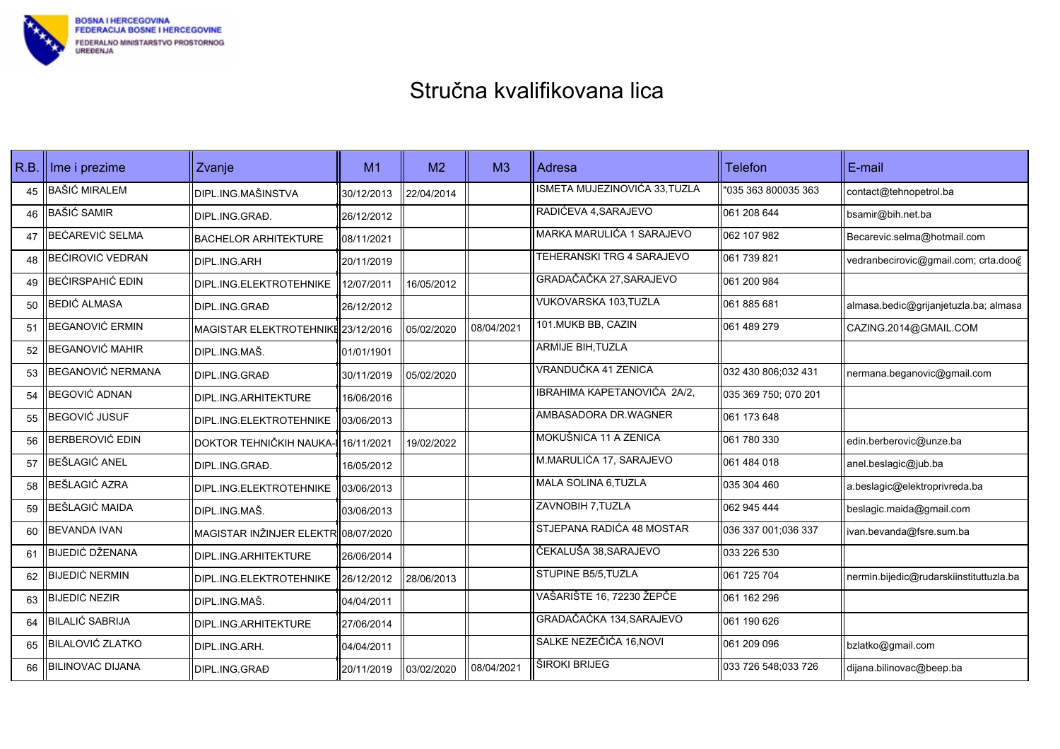# Stručna kvalifikovana lica

| R.B. | Ime i prezime | Zvanje | M1 | M2 | M3 | Adresa | Telefon | E-mail |
|---|---|---|---|---|---|---|---|---|
| 45 | BAŠIĆ MIRALEM | DIPL.ING.MAŠINSTVA | 30/12/2013 | 22/04/2014 | | ISMETA MUJEZINOVIĆA 33,TUZLA | "035 363 800035 363 | contact@tehnopetrol.ba |
| 46 | BAŠIĆ SAMIR | DIPL.ING.GRAĐ. | 26/12/2012 | | | RADIĆEVA 4,SARAJEVO | 061 208 644 | bsamir@bih.net.ba |
| 47 | BEĆAREVIĆ SELMA | BACHELOR ARHITEKTURE | 08/11/2021 | | | MARKA MARULIĆA 1 SARAJEVO | 062 107 982 | Becarevic.selma@hotmail.com |
| 48 | BEĆIROVIĆ VEDRAN | DIPL.ING.ARH | 20/11/2019 | | | TEHERANSKI TRG 4 SARAJEVO | 061 739 821 | vedranbecirovic@gmail.com; crta.doo@ |
| 49 | BEĆIRSPAHIĆ EDIN | DIPL.ING.ELEKTROTEHNIKE | 12/07/2011 | 16/05/2012 | | GRADAČAČKA 27,SARAJEVO | 061 200 984 | |
| 50 | BEDIĆ ALMASA | DIPL.ING.GRAĐ | 26/12/2012 | | | VUKOVARSKA 103,TUZLA | 061 885 681 | almasa.bedic@grijanjetuzla.ba; almasa |
| 51 | BEGANOVIĆ ERMIN | MAGISTAR ELEKTROTEHNIKE | 23/12/2016 | 05/02/2020 | 08/04/2021 | 101.MUKB BB, CAZIN | 061 489 279 | CAZING.2014@GMAIL.COM |
| 52 | BEGANOVIĆ MAHIR | DIPL.ING.MAŠ. | 01/01/1901 | | | ARMIJE BIH,TUZLA | | |
| 53 | BEGANOVIĆ NERMANA | DIPL.ING.GRAĐ | 30/11/2019 | 05/02/2020 | | VRANDUČKA 41 ZENICA | 032 430 806;032 431 | nermana.beganovic@gmail.com |
| 54 | BEGOVIĆ ADNAN | DIPL.ING.ARHITEKTURE | 16/06/2016 | | | IBRAHIMA KAPETANOVIĆA 2A/2, | 035 369 750; 070 201 | |
| 55 | BEGOVIĆ JUSUF | DIPL.ING.ELEKTROTEHNIKE | 03/06/2013 | | | AMBASADORA DR.WAGNER | 061 173 648 | |
| 56 | BERBEROVIĆ EDIN | DOKTOR TEHNIČKIH NAUKA- | 16/11/2021 | 19/02/2022 | | MOKUŠNICA 11 A ZENICA | 061 780 330 | edin.berberovic@unze.ba |
| 57 | BEŠLAGIĆ ANEL | DIPL.ING.GRAĐ. | 16/05/2012 | | | M.MARULIĆA 17, SARAJEVO | 061 484 018 | anel.beslagic@jub.ba |
| 58 | BEŠLAGIĆ AZRA | DIPL.ING.ELEKTROTEHNIKE | 03/06/2013 | | | MALA SOLINA 6,TUZLA | 035 304 460 | a.beslagic@elektroprivreda.ba |
| 59 | BEŠLAGIĆ MAIDA | DIPL.ING.MAŠ. | 03/06/2013 | | | ZAVNOBIH 7,TUZLA | 062 945 444 | beslagic.maida@gmail.com |
| 60 | BEVANDA IVAN | MAGISTAR INŽINJER ELEKTR | 08/07/2020 | | | STJEPANA RADIĆA 48 MOSTAR | 036 337 001;036 337 | ivan.bevanda@fsre.sum.ba |
| 61 | BIJEDIĆ DŽENANA | DIPL.ING.ARHITEKTURE | 26/06/2014 | | | ČEKALUŠA 38,SARAJEVO | 033 226 530 | |
| 62 | BIJEDIĆ NERMIN | DIPL.ING.ELEKTROTEHNIKE | 26/12/2012 | 28/06/2013 | | STUPINE B5/5,TUZLA | 061 725 704 | nermin.bijedic@rudarskiinstituttuzla.ba |
| 63 | BIJEDIĆ NEZIR | DIPL.ING.MAŠ. | 04/04/2011 | | | VAŠARIŠTE 16, 72230 ŽEPČE | 061 162 296 | |
| 64 | BILALIĆ SABRIJA | DIPL.ING.ARHITEKTURE | 27/06/2014 | | | GRADAČAČKA 134,SARAJEVO | 061 190 626 | |
| 65 | BILALOVIĆ ZLATKO | DIPL.ING.ARH. | 04/04/2011 | | | SALKE NEZEČIĆA 16,NOVI | 061 209 096 | bzlatko@gmail.com |
| 66 | BILINOVAC DIJANA | DIPL.ING.GRAĐ | 20/11/2019 | 03/02/2020 | 08/04/2021 | ŠIROKI BRIJEG | 033 726 548;033 726 | dijana.bilinovac@beep.ba |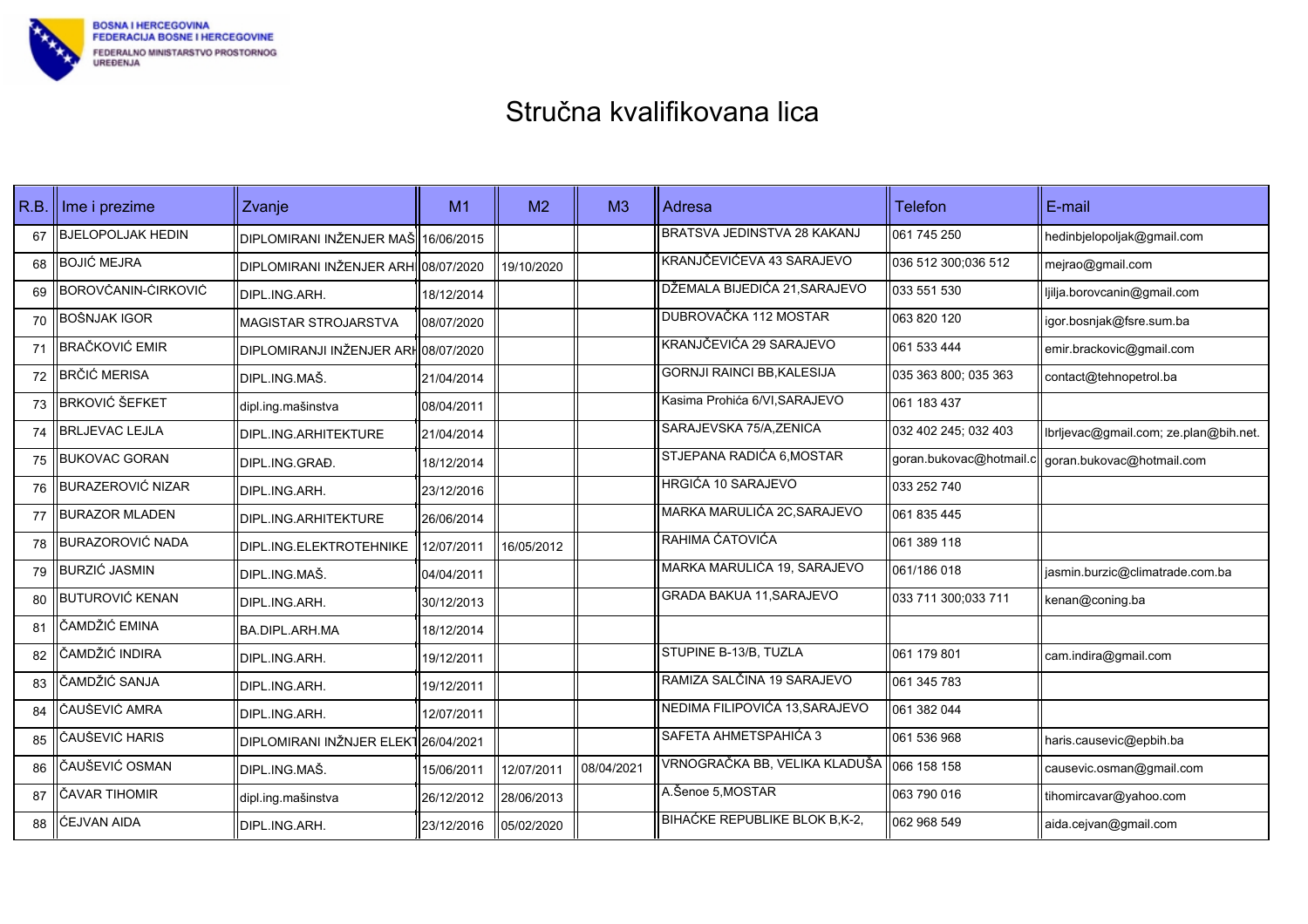BOSNA I HERCEGOVINA
FEDERACIJA BOSNE I HERCEGOVINE
FEDERALNO MINISTARSTVO PROSTORNOG UREĐENJA

# Stručna kvalifikovana lica

| R.B. | Ime i prezime | Zvanje | M1 | M2 | M3 | Adresa | Telefon | E-mail |
|---|---|---|---|---|---|---|---|---|
| 67 | BJELOPOLJAK HEDIN | DIPLOMIRANI INŽENJER MAŠ | 16/06/2015 | | | BRATSVA JEDINSTVA 28 KAKANJ | 061 745 250 | hedinbjelopoljak@gmail.com |
| 68 | BOJIĆ MEJRA | DIPLOMIRANI INŽENJER ARH | 08/07/2020 | 19/10/2020 | | KRANJČEVIĆEVA 43 SARAJEVO | 036 512 300;036 512 | mejrao@gmail.com |
| 69 | BOROVČANIN-ĆIRKOVIĆ | DIPL.ING.ARH. | 18/12/2014 | | | DŽEMALA BIJEDIĆA 21,SARAJEVO | 033 551 530 | ljilja.borovcanin@gmail.com |
| 70 | BOŠNJAK IGOR | MAGISTAR STROJARSTVA | 08/07/2020 | | | DUBROVAČKA 112 MOSTAR | 063 820 120 | igor.bosnjak@fsre.sum.ba |
| 71 | BRAČKOVIĆ EMIR | DIPLOMIRANJI INŽENJER ARH | 08/07/2020 | | | KRANJČEVIĆA 29 SARAJEVO | 061 533 444 | emir.brackovic@gmail.com |
| 72 | BRČIĆ MERISA | DIPL.ING.MAŠ. | 21/04/2014 | | | GORNJI RAINCI BB,KALESIJA | 035 363 800; 035 363 | contact@tehnopetrol.ba |
| 73 | BRKOVIĆ ŠEFKET | dipl.ing.mašinstva | 08/04/2011 | | | Kasima Prohića 6/VI,SARAJEVO | 061 183 437 | |
| 74 | BRLJEVAC LEJLA | DIPL.ING.ARHITEKTURE | 21/04/2014 | | | SARAJEVSKA 75/A,ZENICA | 032 402 245; 032 403 | lbrljevac@gmail.com; ze.plan@bih.net. |
| 75 | BUKOVAC GORAN | DIPL.ING.GRAĐ. | 18/12/2014 | | | STJEPANA RADIĆA 6,MOSTAR | goran.bukovac@hotmail.c | goran.bukovac@hotmail.com |
| 76 | BURAZEROVIĆ NIZAR | DIPL.ING.ARH. | 23/12/2016 | | | HRGIĆA 10 SARAJEVO | 033 252 740 | |
| 77 | BURAZOR MLADEN | DIPL.ING.ARHITEKTURE | 26/06/2014 | | | MARKA MARULIĆA 2C,SARAJEVO | 061 835 445 | |
| 78 | BURAZOROVIĆ NADA | DIPL.ING.ELEKTROTEHNIKE | 12/07/2011 | 16/05/2012 | | RAHIMA ĆATOVIĆA | 061 389 118 | |
| 79 | BURZIĆ JASMIN | DIPL.ING.MAŠ. | 04/04/2011 | | | MARKA MARULIĆA 19, SARAJEVO | 061/186 018 | jasmin.burzic@climatrade.com.ba |
| 80 | BUTUROVIĆ KENAN | DIPL.ING.ARH. | 30/12/2013 | | | GRADA BAKUA 11,SARAJEVO | 033 711 300;033 711 | kenan@coning.ba |
| 81 | ČAMDŽIĆ EMINA | BA.DIPL.ARH.MA | 18/12/2014 | | | | | |
| 82 | ČAMDŽIĆ INDIRA | DIPL.ING.ARH. | 19/12/2011 | | | STUPINE B-13/B, TUZLA | 061 179 801 | cam.indira@gmail.com |
| 83 | ČAMDŽIĆ SANJA | DIPL.ING.ARH. | 19/12/2011 | | | RAMIZA SALČINA 19 SARAJEVO | 061 345 783 | |
| 84 | ČAUŠEVIĆ AMRA | DIPL.ING.ARH. | 12/07/2011 | | | NEDIMA FILIPOVIĆA 13,SARAJEVO | 061 382 044 | |
| 85 | ČAUŠEVIĆ HARIS | DIPLOMIRANI INŽNJER ELEKT | 26/04/2021 | | | SAFETA AHMETSPAHIĆA 3 | 061 536 968 | haris.causevic@epbih.ba |
| 86 | ČAUŠEVIĆ OSMAN | DIPL.ING.MAŠ. | 15/06/2011 | 12/07/2011 | 08/04/2021 | VRNOGRAČKA BB, VELIKA KLADUŠA | 066 158 158 | causevic.osman@gmail.com |
| 87 | ČAVAR TIHOMIR | dipl.ing.mašinstva | 26/12/2012 | 28/06/2013 | | A.Šenoe 5,MOSTAR | 063 790 016 | tihomircavar@yahoo.com |
| 88 | ĆEJVAN AIDA | DIPL.ING.ARH. | 23/12/2016 | 05/02/2020 | | BIHAĆKE REPUBLIKE BLOK B,K-2, | 062 968 549 | aida.cejvan@gmail.com |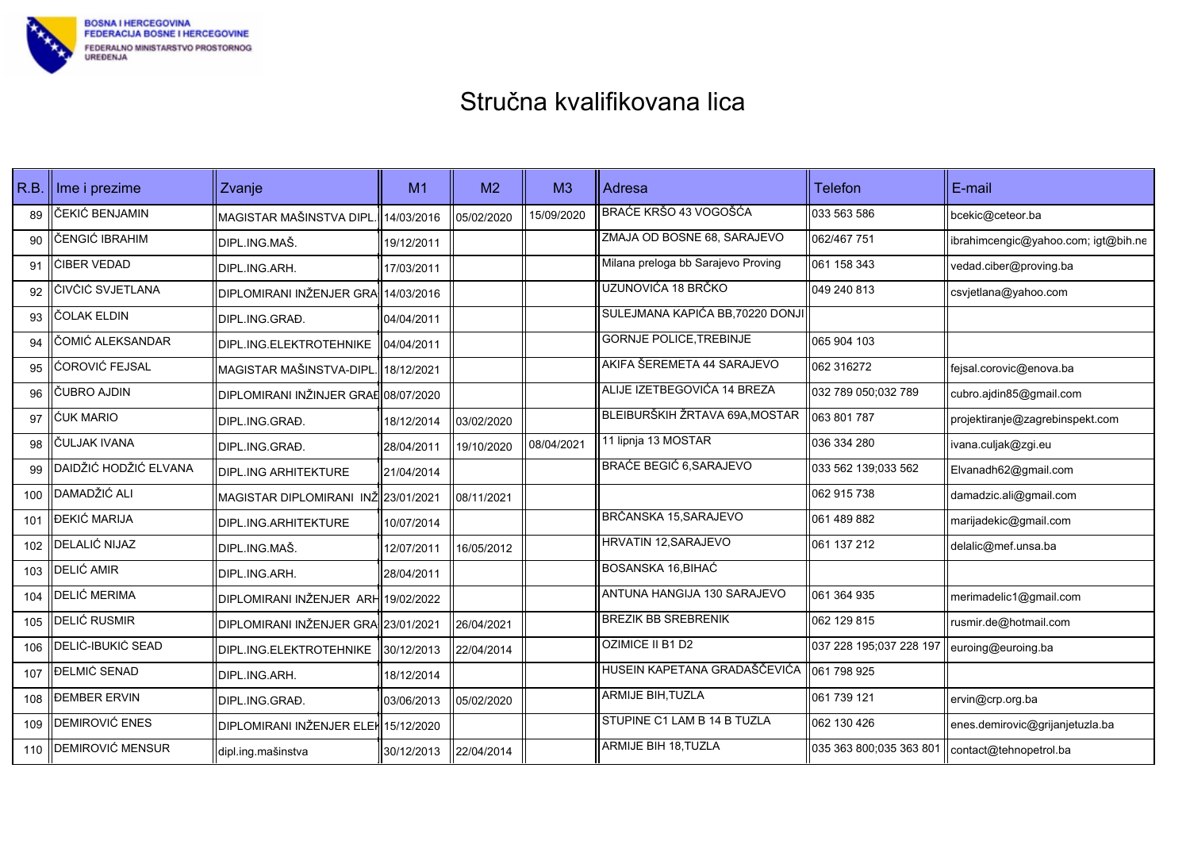BOSNA I HERCEGOVINA
FEDERACIJA BOSNE I HERCEGOVINE
FEDERALNO MINISTARSTVO PROSTORNOG UREĐENJA

# Stručna kvalifikovana lica

| R.B. | Ime i prezime | Zvanje | M1 | M2 | M3 | Adresa | Telefon | E-mail |
|---|---|---|---|---|---|---|---|---|
| 89 | ČEKIĆ BENJAMIN | MAGISTAR MAŠINSTVA DIPL. | 14/03/2016 | 05/02/2020 | 15/09/2020 | BRAĆE KRŠO 43 VOGOŠĆA | 033 563 586 | bcekic@ceteor.ba |
| 90 | ČENGIĆ IBRAHIM | DIPL.ING.MAŠ. | 19/12/2011 | | | ZMAJA OD BOSNE 68, SARAJEVO | 062/467 751 | ibrahimcengic@yahoo.com; igt@bih.ne |
| 91 | ĆIBER VEDAD | DIPL.ING.ARH. | 17/03/2011 | | | Milana preloga bb Sarajevo Proving | 061 158 343 | vedad.ciber@proving.ba |
| 92 | ČIVČIĆ SVJETLANA | DIPLOMIRANI INŽENJER GRA | 14/03/2016 | | | UZUNOVIĆA 18 BRČKO | 049 240 813 | csvjetlana@yahoo.com |
| 93 | ČOLAK ELDIN | DIPL.ING.GRAĐ. | 04/04/2011 | | | SULEJMANA KAPIĆA BB,70220 DONJI | | |
| 94 | ČOMIĆ ALEKSANDAR | DIPL.ING.ELEKTROTEHNIKE | 04/04/2011 | | | GORNJE POLICE,TREBINJE | 065 904 103 | |
| 95 | ĆOROVIĆ FEJSAL | MAGISTAR MAŠINSTVA-DIPL. | 18/12/2021 | | | AKIFA ŠEREMETA 44 SARAJEVO | 062 316272 | fejsal.corovic@enova.ba |
| 96 | ČUBRO AJDIN | DIPLOMIRANI INŽINJER GRAĐ | 08/07/2020 | | | ALIJE IZETBEGOVIĆA 14 BREZA | 032 789 050;032 789 | cubro.ajdin85@gmail.com |
| 97 | ĆUK MARIO | DIPL.ING.GRAĐ. | 18/12/2014 | 03/02/2020 | | BLEIBURŠKIH ŽRTAVA 69A,MOSTAR | 063 801 787 | projektiranje@zagrebinspekt.com |
| 98 | ČULJAK IVANA | DIPL.ING.GRAĐ. | 28/04/2011 | 19/10/2020 | 08/04/2021 | 11 lipnja 13 MOSTAR | 036 334 280 | ivana.culjak@zgi.eu |
| 99 | DAIDŽIĆ HODŽIĆ ELVANA | DIPL.ING ARHITEKTURE | 21/04/2014 | | | BRAĆE BEGIĆ 6,SARAJEVO | 033 562 139;033 562 | Elvanadh62@gmail.com |
| 100 | DAMADŽIĆ ALI | MAGISTAR DIPLOMIRANI INŽ | 23/01/2021 | 08/11/2021 | | | 062 915 738 | damadzic.ali@gmail.com |
| 101 | ĐEKIĆ MARIJA | DIPL.ING.ARHITEKTURE | 10/07/2014 | | | BRČANSKA 15,SARAJEVO | 061 489 882 | marijadekic@gmail.com |
| 102 | DELALIĆ NIJAZ | DIPL.ING.MAŠ. | 12/07/2011 | 16/05/2012 | | HRVATIN 12,SARAJEVO | 061 137 212 | delalic@mef.unsa.ba |
| 103 | DELIĆ AMIR | DIPL.ING.ARH. | 28/04/2011 | | | BOSANSKA 16,BIHAĆ | | |
| 104 | DELIĆ MERIMA | DIPLOMIRANI INŽENJER ARH | 19/02/2022 | | | ANTUNA HANGIJA 130 SARAJEVO | 061 364 935 | merimadelic1@gmail.com |
| 105 | DELIĆ RUSMIR | DIPLOMIRANI INŽENJER GRA | 23/01/2021 | 26/04/2021 | | BREZIK BB SREBRENIK | 062 129 815 | rusmir.de@hotmail.com |
| 106 | DELIĆ-IBUKIĆ SEAD | DIPL.ING.ELEKTROTEHNIKE | 30/12/2013 | 22/04/2014 | | OZIMICE II B1 D2 | 037 228 195;037 228 197 | euroing@euroing.ba |
| 107 | ĐELMIĆ SENAD | DIPL.ING.ARH. | 18/12/2014 | | | HUSEIN KAPETANA GRADAŠČEVIĆA | 061 798 925 | |
| 108 | ĐEMBER ERVIN | DIPL.ING.GRAĐ. | 03/06/2013 | 05/02/2020 | | ARMIJE BIH,TUZLA | 061 739 121 | ervin@crp.org.ba |
| 109 | DEMIROVIĆ ENES | DIPLOMIRANI INŽENJER ELEK | 15/12/2020 | | | STUPINE C1 LAM B 14 B TUZLA | 062 130 426 | enes.demirovic@grijanjetuzla.ba |
| 110 | DEMIROVIĆ MENSUR | dipl.ing.mašinstva | 30/12/2013 | 22/04/2014 | | ARMIJE BIH 18,TUZLA | 035 363 800;035 363 801 | contact@tehnopetrol.ba |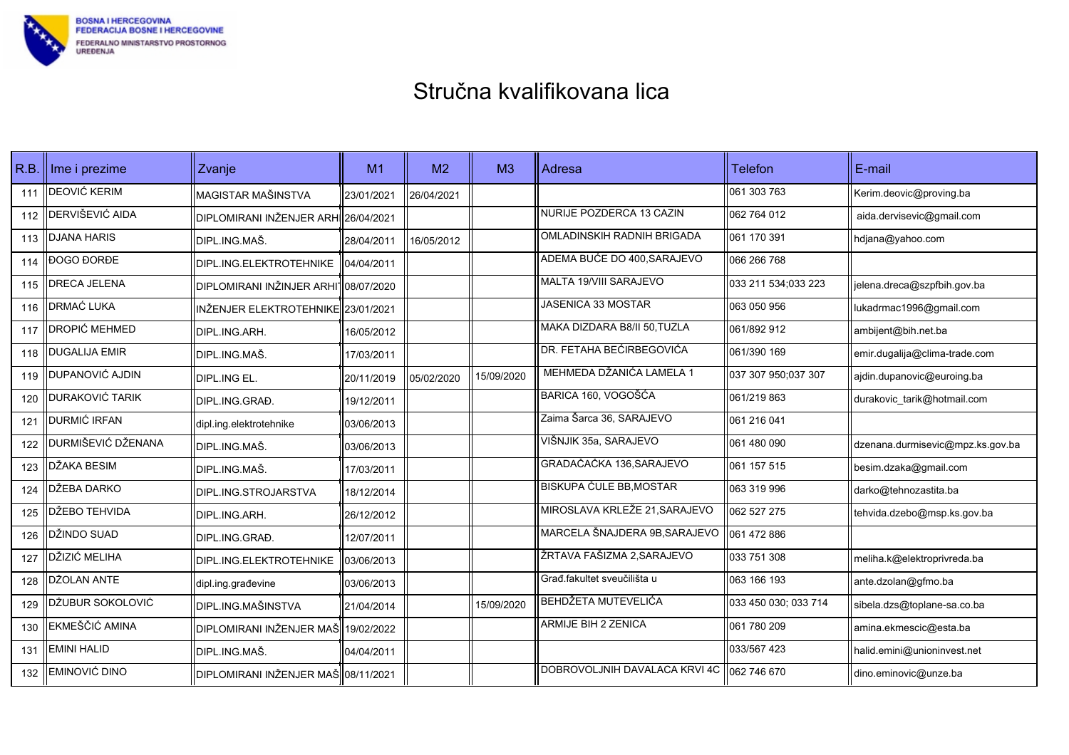BOSNA I HERCEGOVINA
FEDERACIJA BOSNE I HERCEGOVINE
FEDERALNO MINISTARSTVO PROSTORNOG UREĐENJA

# Stručna kvalifikovana lica

| R.B. | Ime i prezime | Zvanje | M1 | M2 | M3 | Adresa | Telefon | E-mail |
|---|---|---|---|---|---|---|---|---|
| 111 | DEOVIĆ KERIM | MAGISTAR MAŠINSTVA | 23/01/2021 | 26/04/2021 | | | 061 303 763 | Kerim.deovic@proving.ba |
| 112 | DERVIŠEVIĆ AIDA | DIPLOMIRANI INŽENJER ARHI | 26/04/2021 | | | NURIJE POZDERCA 13 CAZIN | 062 764 012 | aida.dervisevic@gmail.com |
| 113 | DJANA HARIS | DIPL.ING.MAŠ. | 28/04/2011 | 16/05/2012 | | OMLADINSKIH RADNIH BRIGADA | 061 170 391 | hdjana@yahoo.com |
| 114 | ĐOGO ĐORĐE | DIPL.ING.ELEKTROTEHNIKE | 04/04/2011 | | | ADEMA BUĆE DO 400,SARAJEVO | 066 266 768 | |
| 115 | DRECA JELENA | DIPLOMIRANI INŽENJER ARHI | 08/07/2020 | | | MALTA 19/VIII SARAJEVO | 033 211 534;033 223 | jelena.dreca@szpfbih.gov.ba |
| 116 | DRMAĆ LUKA | INŽENJER ELEKTROTEHNIKE | 23/01/2021 | | | JASENICA 33 MOSTAR | 063 050 956 | lukadrmac1996@gmail.com |
| 117 | DROPIĆ MEHMED | DIPL.ING.ARH. | 16/05/2012 | | | MAKA DIZDARA B8/II 50,TUZLA | 061/892 912 | ambijent@bih.net.ba |
| 118 | DUGALIJA EMIR | DIPL.ING.MAŠ. | 17/03/2011 | | | DR. FETAHA BEĆIRBEGOVIĆA | 061/390 169 | emir.dugalija@clima-trade.com |
| 119 | DUPANOVIĆ AJDIN | DIPL.ING EL. | 20/11/2019 | 05/02/2020 | 15/09/2020 | MEHMEDA DŽANIĆA LAMELA 1 | 037 307 950;037 307 | ajdin.dupanovic@euroing.ba |
| 120 | DURAKOVIĆ TARIK | DIPL.ING.GRAĐ. | 19/12/2011 | | | BARICA 160, VOGOŠĆA | 061/219 863 | durakovic_tarik@hotmail.com |
| 121 | DURMIĆ IRFAN | dipl.ing.elektrotehnike | 03/06/2013 | | | Zaima Šarca 36, SARAJEVO | 061 216 041 | |
| 122 | DURMIŠEVIĆ DŽENANA | DIPL.ING.MAŠ. | 03/06/2013 | | | VIŠNJIK 35a, SARAJEVO | 061 480 090 | dzenana.durmisevic@mpz.ks.gov.ba |
| 123 | DŽAKA BESIM | DIPL.ING.MAŠ. | 17/03/2011 | | | GRADAČAČKA 136,SARAJEVO | 061 157 515 | besim.dzaka@gmail.com |
| 124 | DŽEBA DARKO | DIPL.ING.STROJARSTVA | 18/12/2014 | | | BISKUPA ČULE BB,MOSTAR | 063 319 996 | darko@tehnozastita.ba |
| 125 | DŽEBO TEHVIDA | DIPL.ING.ARH. | 26/12/2012 | | | MIROSLAVA KRLEŽE 21,SARAJEVO | 062 527 275 | tehvida.dzebo@msp.ks.gov.ba |
| 126 | DŽINDO SUAD | DIPL.ING.GRAĐ. | 12/07/2011 | | | MARCELA ŠNAJDERA 9B,SARAJEVO | 061 472 886 | |
| 127 | DŽIZIĆ MELIHA | DIPL.ING.ELEKTROTEHNIKE | 03/06/2013 | | | ŽRTAVA FAŠIZMA 2,SARAJEVO | 033 751 308 | meliha.k@elektroprivreda.ba |
| 128 | DŽOLAN ANTE | dipl.ing.građevine | 03/06/2013 | | | Građ.fakultet sveučilišta u | 063 166 193 | ante.dzolan@gfmo.ba |
| 129 | DŽUBUR SOKOLOVIĆ | DIPL.ING.MAŠINSTVA | 21/04/2014 | | 15/09/2020 | BEHDŽETA MUTEVELIĆA | 033 450 030; 033 714 | sibela.dzs@toplane-sa.co.ba |
| 130 | EKMEŠČIĆ AMINA | DIPLOMIRANI INŽENJER MAŠ | 19/02/2022 | | | ARMIJE BIH 2 ZENICA | 061 780 209 | amina.ekmescic@esta.ba |
| 131 | EMINI HALID | DIPL.ING.MAŠ. | 04/04/2011 | | | | 033/567 423 | halid.emini@unioninvest.net |
| 132 | EMINOVIĆ DINO | DIPLOMIRANI INŽENJER MAŠ | 08/11/2021 | | | DOBROVOLJNIH DAVALACA KRVI 4C | 062 746 670 | dino.eminovic@unze.ba |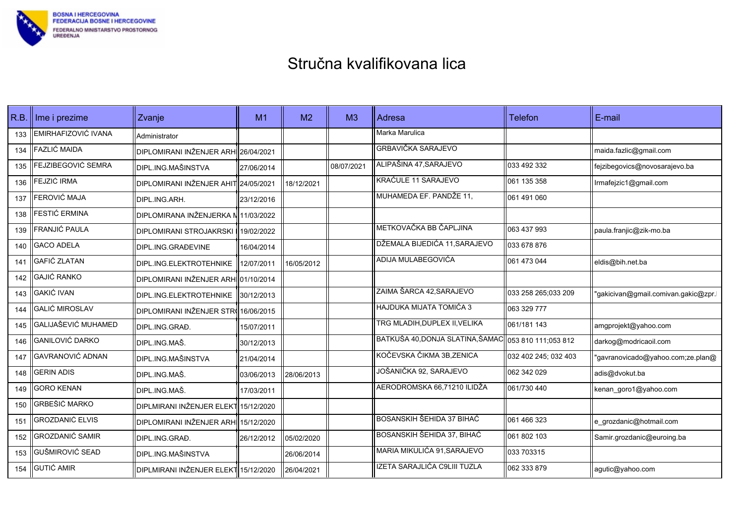BOSNA I HERCEGOVINA
FEDERACIJA BOSNE I HERCEGOVINE
FEDERALNO MINISTARSTVO PROSTORNOG UREĐENJA

# Stručna kvalifikovana lica

| R.B. | Ime i prezime | Zvanje | M1 | M2 | M3 | Adresa | Telefon | E-mail |
|---|---|---|---|---|---|---|---|---|
| 133 | EMIRHAFIZOVIĆ IVANA | Administrator | | | | Marka Marulica | | |
| 134 | FAZLIĆ MAIDA | DIPLOMIRANI INŽENJER ARHI | 26/04/2021 | | | GRBAVIČKA SARAJEVO | | maida.fazlic@gmail.com |
| 135 | FEJZIBEGOVIĆ SEMRA | DIPL.ING.MAŠINSTVA | 27/06/2014 | | 08/07/2021 | ALIPAŠINA 47,SARAJEVO | 033 492 332 | fejzibegovics@novosarajevo.ba |
| 136 | FEJZIĆ IRMA | DIPLOMIRANI INŽENJER AHIT | 24/05/2021 | 18/12/2021 | | KRAĆULE 11 SARAJEVO | 061 135 358 | Irmafejzic1@gmail.com |
| 137 | FEROVIĆ MAJA | DIPL.ING.ARH. | 23/12/2016 | | | MUHAMEDA EF. PANDŽE 11, | 061 491 060 | |
| 138 | FESTIĆ ERMINA | DIPLOMIRANA INŽENJERKA M | 11/03/2022 | | | | | |
| 139 | FRANJIĆ PAULA | DIPLOMIRANI STROJAKRSKI I | 19/02/2022 | | | METKOVAČKA BB ČAPLJINA | 063 437 993 | paula.franjic@zik-mo.ba |
| 140 | GACO ADELA | DIPL.ING.GRAĐEVINE | 16/04/2014 | | | DŽEMALA BIJEDIĆA 11,SARAJEVO | 033 678 876 | |
| 141 | GAFIĆ ZLATAN | DIPL.ING.ELEKTROTEHNIKE | 12/07/2011 | 16/05/2012 | | ADIJA MULABEGOVIĆA | 061 473 044 | eldis@bih.net.ba |
| 142 | GAJIĆ RANKO | DIPLOMIRANI INŽENJER ARHI | 01/10/2014 | | | | | |
| 143 | GAKIĆ IVAN | DIPL.ING.ELEKTROTEHNIKE | 30/12/2013 | | | ZAIMA ŠARCA 42,SARAJEVO | 033 258 265;033 209 | "gakicivan@gmail.comivan.gakic@zpr.l |
| 144 | GALIĆ MIROSLAV | DIPLOMIRANI INŽENJER STR | 16/06/2015 | | | HAJDUKA MIJATA TOMIĆA 3 | 063 329 777 | |
| 145 | GALIJAŠEVIĆ MUHAMED | DIPL.ING.GRAĐ. | 15/07/2011 | | | TRG MLADIH,DUPLEX II,VELIKA | 061/181 143 | amgprojekt@yahoo.com |
| 146 | GANILOVIĆ DARKO | DIPL.ING.MAŠ. | 30/12/2013 | | | BATKUŠA 40,DONJA SLATINA,ŠAMAC | 053 810 111;053 812 | darkog@modricaoil.com |
| 147 | GAVRANOVIĆ ADNAN | DIPL.ING.MAŠINSTVA | 21/04/2014 | | | KOČEVSKA ČIKMA 3B,ZENICA | 032 402 245; 032 403 | "gavranovicado@yahoo.com;ze.plan@ |
| 148 | GERIN ADIS | DIPL.ING.MAŠ. | 03/06/2013 | 28/06/2013 | | JOŠANIČKA 92, SARAJEVO | 062 342 029 | adis@dvokut.ba |
| 149 | GORO KENAN | DIPL.ING.MAŠ. | 17/03/2011 | | | AERODROMSKA 66,71210 ILIDŽA | 061/730 440 | kenan_goro1@yahoo.com |
| 150 | GRBEŠIĆ MARKO | DIPLMIRANI INŽENJER ELEKT | 15/12/2020 | | | | | |
| 151 | GROZDANIĆ ELVIS | DIPLOMIRANI INŽENJER ARHI | 15/12/2020 | | | BOSANSKIH ŠEHIDA 37 BIHAĆ | 061 466 323 | e_grozdanic@hotmail.com |
| 152 | GROZDANIĆ SAMIR | DIPL.ING.GRAĐ. | 26/12/2012 | 05/02/2020 | | BOSANSKIH ŠEHIDA 37, BIHAĆ | 061 802 103 | Samir.grozdanic@euroing.ba |
| 153 | GUŠMIROVIĆ SEAD | DIPL.ING.MAŠINSTVA | | 26/06/2014 | | MARIA MIKULIĆA 91,SARAJEVO | 033 703315 | |
| 154 | GUTIĆ AMIR | DIPLMIRANI INŽENJER ELEKT | 15/12/2020 | 26/04/2021 | | IZETA SARAJLIĆA C9LIII TUZLA | 062 333 879 | agutic@yahoo.com |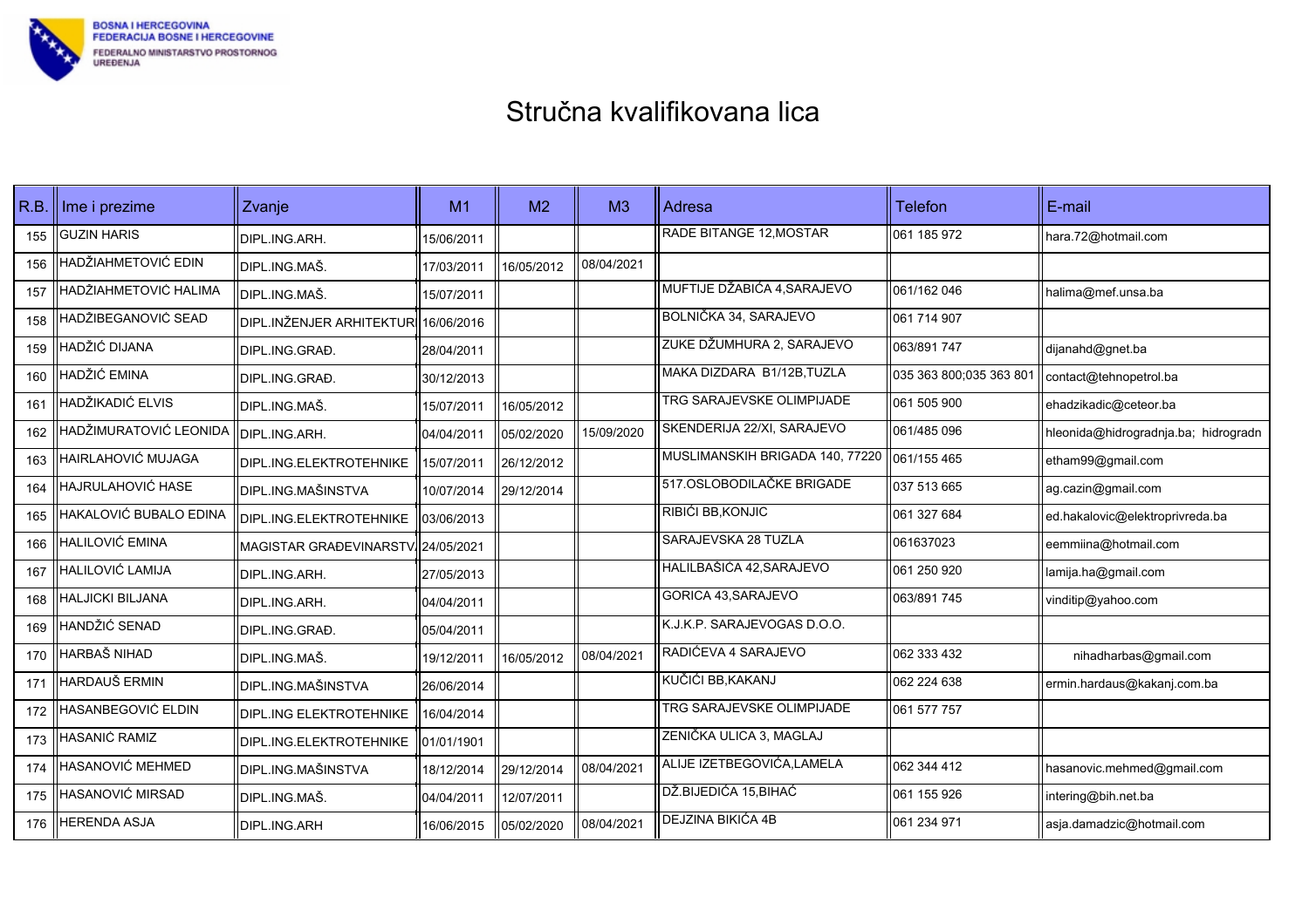BOSNA I HERCEGOVINA
FEDERACIJA BOSNE I HERCEGOVINE
FEDERALNO MINISTARSTVO PROSTORNOG UREĐENJA

# Stručna kvalifikovana lica

| R.B. | Ime i prezime | Zvanje | M1 | M2 | M3 | Adresa | Telefon | E-mail |
|---|---|---|---|---|---|---|---|---|
| 155 | GUZIN HARIS | DIPL.ING.ARH. | 15/06/2011 | | | RADE BITANGE 12,MOSTAR | 061 185 972 | hara.72@hotmail.com |
| 156 | HADŽIAHMETOVIĆ EDIN | DIPL.ING.MAŠ. | 17/03/2011 | 16/05/2012 | 08/04/2021 | | | |
| 157 | HADŽIAHMETOVIĆ HALIMA | DIPL.ING.MAŠ. | 15/07/2011 | | | MUFTIJE DŽABIĆA 4,SARAJEVO | 061/162 046 | halima@mef.unsa.ba |
| 158 | HADŽIBEGANOVIĆ SEAD | DIPL.INŽENJER ARHITEKTUR | 16/06/2016 | | | BOLNIČKA 34, SARAJEVO | 061 714 907 | |
| 159 | HADŽIĆ DIJANA | DIPL.ING.GRAĐ. | 28/04/2011 | | | ZUKE DŽUMHURA 2, SARAJEVO | 063/891 747 | dijanahd@gnet.ba |
| 160 | HADŽIĆ EMINA | DIPL.ING.GRAĐ. | 30/12/2013 | | | MAKA DIZDARA B1/12B,TUZLA | 035 363 800;035 363 801 | contact@tehnopetrol.ba |
| 161 | HADŽIKADIĆ ELVIS | DIPL.ING.MAŠ. | 15/07/2011 | 16/05/2012 | | TRG SARAJEVSKE OLIMPIJADE | 061 505 900 | ehadzikadic@ceteor.ba |
| 162 | HADŽIMURATOVIĆ LEONIDA | DIPL.ING.ARH. | 04/04/2011 | 05/02/2020 | 15/09/2020 | SKENDERIJA 22/XI, SARAJEVO | 061/485 096 | hleonida@hidrogradnja.ba; hidrogradn |
| 163 | HAIRLAHOVIĆ MUJAGA | DIPL.ING.ELEKTROTEHNIKE | 15/07/2011 | 26/12/2012 | | MUSLIMANSKIH BRIGADA 140, 77220 | 061/155 465 | etham99@gmail.com |
| 164 | HAJRULAHOVIĆ HASE | DIPL.ING.MAŠINSTVA | 10/07/2014 | 29/12/2014 | | 517.OSLOBODILAČKE BRIGADE | 037 513 665 | ag.cazin@gmail.com |
| 165 | HAKALOVIĆ BUBALO EDINA | DIPL.ING.ELEKTROTEHNIKE | 03/06/2013 | | | RIBIĆI BB,KONJIC | 061 327 684 | ed.hakalovic@elektroprivreda.ba |
| 166 | HALILOVIĆ EMINA | MAGISTAR GRAĐEVINARSTV | 24/05/2021 | | | SARAJEVSKA 28 TUZLA | 061637023 | eemmiina@hotmail.com |
| 167 | HALILOVIĆ LAMIJA | DIPL.ING.ARH. | 27/05/2013 | | | HALILBAŠIĆA 42,SARAJEVO | 061 250 920 | lamija.ha@gmail.com |
| 168 | HALJICKI BILJANA | DIPL.ING.ARH. | 04/04/2011 | | | GORICA 43,SARAJEVO | 063/891 745 | vinditip@yahoo.com |
| 169 | HANDŽIĆ SENAD | DIPL.ING.GRAĐ. | 05/04/2011 | | | K.J.K.P. SARAJEVOGAS D.O.O. | | |
| 170 | HARBAŠ NIHAD | DIPL.ING.MAŠ. | 19/12/2011 | 16/05/2012 | 08/04/2021 | RADIĆEVA 4 SARAJEVO | 062 333 432 | nihadharbas@gmail.com |
| 171 | HARDAUŠ ERMIN | DIPL.ING.MAŠINSTVA | 26/06/2014 | | | KUČIĆI BB,KAKANJ | 062 224 638 | ermin.hardaus@kakanj.com.ba |
| 172 | HASANBEGOVIĆ ELDIN | DIPL.ING ELEKTROTEHNIKE | 16/04/2014 | | | TRG SARAJEVSKE OLIMPIJADE | 061 577 757 | |
| 173 | HASANIĆ RAMIZ | DIPL.ING.ELEKTROTEHNIKE | 01/01/1901 | | | ZENIČKA ULICA 3, MAGLAJ | | |
| 174 | HASANOVIĆ MEHMED | DIPL.ING.MAŠINSTVA | 18/12/2014 | 29/12/2014 | 08/04/2021 | ALIJE IZETBEGOVIĆA,LAMELA | 062 344 412 | hasanovic.mehmed@gmail.com |
| 175 | HASANOVIĆ MIRSAD | DIPL.ING.MAŠ. | 04/04/2011 | 12/07/2011 | | DŽ.BIJEDIĆA 15,BIHAĆ | 061 155 926 | intering@bih.net.ba |
| 176 | HERENDA ASJA | DIPL.ING.ARH | 16/06/2015 | 05/02/2020 | 08/04/2021 | DEJZINA BIKIĆA 4B | 061 234 971 | asja.damadzic@hotmail.com |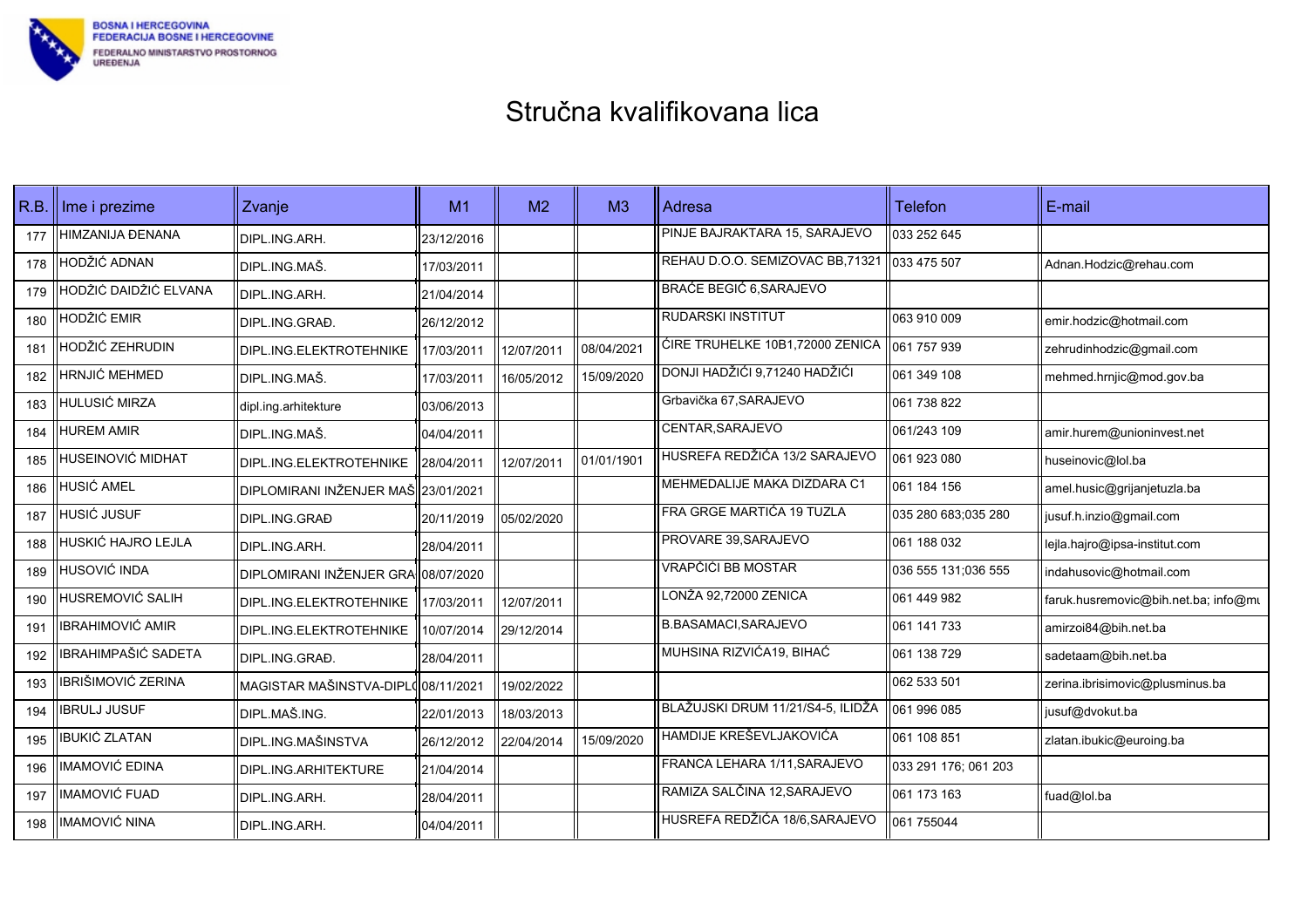BOSNA I HERCEGOVINA
FEDERACIJA BOSNE I HERCEGOVINE
FEDERALNO MINISTARSTVO PROSTORNOG UREĐENJA

# Stručna kvalifikovana lica

| R.B. | Ime i prezime | Zvanje | M1 | M2 | M3 | Adresa | Telefon | E-mail |
|---|---|---|---|---|---|---|---|---|
| 177 | HIMZANIJA ĐENANA | DIPL.ING.ARH. | 23/12/2016 | | | PINJE BAJRAKTARA 15, SARAJEVO | 033 252 645 | |
| 178 | HODŽIĆ ADNAN | DIPL.ING.MAŠ. | 17/03/2011 | | | REHAU D.O.O. SEMIZOVAC BB,71321 | 033 475 507 | Adnan.Hodzic@rehau.com |
| 179 | HODŽIĆ DAIDŽIĆ ELVANA | DIPL.ING.ARH. | 21/04/2014 | | | BRAĆE BEGIĆ 6,SARAJEVO | | |
| 180 | HODŽIĆ EMIR | DIPL.ING.GRAĐ. | 26/12/2012 | | | RUDARSKI INSTITUT | 063 910 009 | emir.hodzic@hotmail.com |
| 181 | HODŽIĆ ZEHRUDIN | DIPL.ING.ELEKTROTEHNIKE | 17/03/2011 | 12/07/2011 | 08/04/2021 | ĆIRE TRUHELKE 10B1,72000 ZENICA | 061 757 939 | zehrudinhodzic@gmail.com |
| 182 | HRNJIĆ MEHMED | DIPL.ING.MAŠ. | 17/03/2011 | 16/05/2012 | 15/09/2020 | DONJI HADŽIĆI 9,71240 HADŽIĆI | 061 349 108 | mehmed.hrnjic@mod.gov.ba |
| 183 | HULUSIĆ MIRZA | dipl.ing.arhitekture | 03/06/2013 | | | Grbavička 67,SARAJEVO | 061 738 822 | |
| 184 | HUREM AMIR | DIPL.ING.MAŠ. | 04/04/2011 | | | CENTAR,SARAJEVO | 061/243 109 | amir.hurem@unioninvest.net |
| 185 | HUSEINOVIĆ MIDHAT | DIPL.ING.ELEKTROTEHNIKE | 28/04/2011 | 12/07/2011 | 01/01/1901 | HUSREFA REDŽIĆA 13/2 SARAJEVO | 061 923 080 | huseinovic@lol.ba |
| 186 | HUSIĆ AMEL | DIPLOMIRANI INŽENJER MAŠ | 23/01/2021 | | | MEHMEDALIJE MAKA DIZDARA C1 | 061 184 156 | amel.husic@grijanjetuzla.ba |
| 187 | HUSIĆ JUSUF | DIPL.ING.GRAĐ | 20/11/2019 | 05/02/2020 | | FRA GRGE MARTIĆA 19 TUZLA | 035 280 683;035 280 | jusuf.h.inzio@gmail.com |
| 188 | HUSKIĆ HAJRO LEJLA | DIPL.ING.ARH. | 28/04/2011 | | | PROVARE 39,SARAJEVO | 061 188 032 | lejla.hajro@ipsa-institut.com |
| 189 | HUSOVIĆ INDA | DIPLOMIRANI INŽENJER GRA | 08/07/2020 | | | VRAPČIĆI BB MOSTAR | 036 555 131;036 555 | indahusovic@hotmail.com |
| 190 | HUSREMOVIĆ SALIH | DIPL.ING.ELEKTROTEHNIKE | 17/03/2011 | 12/07/2011 | | LONŽA 92,72000 ZENICA | 061 449 982 | faruk.husremovic@bih.net.ba; info@mu |
| 191 | IBRAHIMOVIĆ AMIR | DIPL.ING.ELEKTROTEHNIKE | 10/07/2014 | 29/12/2014 | | B.BASAMACI,SARAJEVO | 061 141 733 | amirzoi84@bih.net.ba |
| 192 | IBRAHIMPAŠIĆ SADETA | DIPL.ING.GRAĐ. | 28/04/2011 | | | MUHSINA RIZVIĆA19, BIHAĆ | 061 138 729 | sadetaam@bih.net.ba |
| 193 | IBRIŠIMOVIĆ ZERINA | MAGISTAR MAŠINSTVA-DIPL | 08/11/2021 | 19/02/2022 | | | 062 533 501 | zerina.ibrisimovic@plusminus.ba |
| 194 | IBRULJ JUSUF | DIPL.MAŠ.ING. | 22/01/2013 | 18/03/2013 | | BLAŽUJSKI DRUM 11/21/S4-5, ILIDŽA | 061 996 085 | jusuf@dvokut.ba |
| 195 | IBUKIĆ ZLATAN | DIPL.ING.MAŠINSTVA | 26/12/2012 | 22/04/2014 | 15/09/2020 | HAMDIJE KREŠEVLJAKOVIĆA | 061 108 851 | zlatan.ibukic@euroing.ba |
| 196 | IMAMOVIĆ EDINA | DIPL.ING.ARHITEKTURE | 21/04/2014 | | | FRANCA LEHARA 1/11,SARAJEVO | 033 291 176; 061 203 | |
| 197 | IMAMOVIĆ FUAD | DIPL.ING.ARH. | 28/04/2011 | | | RAMIZA SALČINA 12,SARAJEVO | 061 173 163 | fuad@lol.ba |
| 198 | IMAMOVIĆ NINA | DIPL.ING.ARH. | 04/04/2011 | | | HUSREFA REDŽIĆA 18/6,SARAJEVO | 061 755044 | |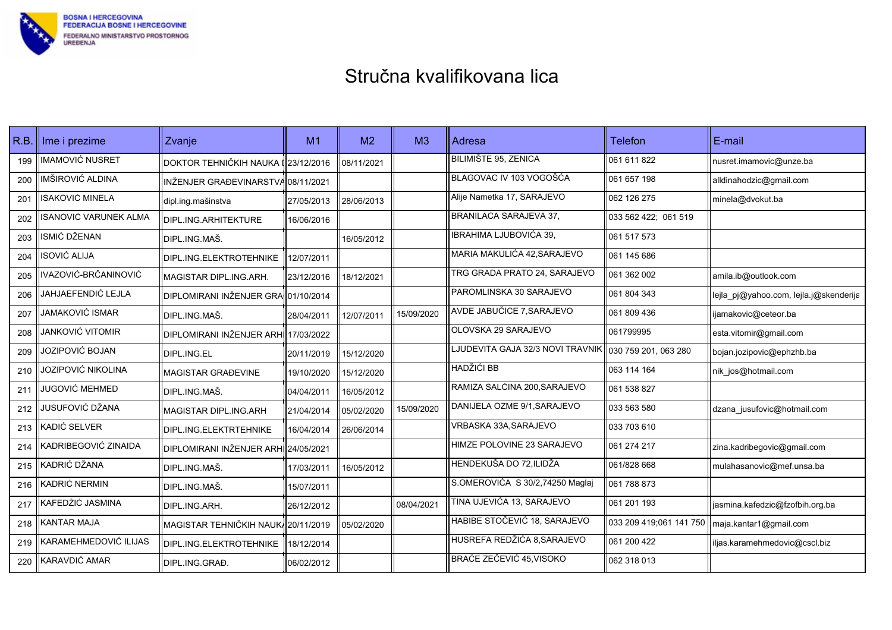BOSNA I HERCEGOVINA
FEDERACIJA BOSNE I HERCEGOVINE
FEDERALNO MINISTARSTVO PROSTORNOG UREĐENJA

# Stručna kvalifikovana lica

| R.B. | Ime i prezime | Zvanje | M1 | M2 | M3 | Adresa | Telefon | E-mail |
|---|---|---|---|---|---|---|---|---|
| 199 | IMAMOVIĆ NUSRET | DOKTOR TEHNIČKIH NAUKA I | 23/12/2016 | 08/11/2021 | | BILIMIŠTE 95, ZENICA | 061 611 822 | nusret.imamovic@unze.ba |
| 200 | IMŠIROVIĆ ALDINA | INŽENJER GRAĐEVINARSTVA | 08/11/2021 | | | BLAGOVAC IV 103 VOGOŠĆA | 061 657 198 | alldinahodzic@gmail.com |
| 201 | ISAKOVIĆ MINELA | dipl.ing.mašinstva | 27/05/2013 | 28/06/2013 | | Alije Nametka 17, SARAJEVO | 062 126 275 | minela@dvokut.ba |
| 202 | ISANOVIĆ VARUNEK ALMA | DIPL.ING.ARHITEKTURE | 16/06/2016 | | | BRANILACA SARAJEVA 37, | 033 562 422; 061 519 | |
| 203 | ISMIĆ DŽENAN | DIPL.ING.MAŠ. | | 16/05/2012 | | IBRAHIMA LJUBOVIĆA 39, | 061 517 573 | |
| 204 | ISOVIĆ ALIJA | DIPL.ING.ELEKTROTEHNIKE | 12/07/2011 | | | MARIA MAKULIĆA 42,SARAJEVO | 061 145 686 | |
| 205 | IVAZOVIĆ-BRČANINOVIĆ | MAGISTAR DIPL.ING.ARH. | 23/12/2016 | 18/12/2021 | | TRG GRADA PRATO 24, SARAJEVO | 061 362 002 | amila.ib@outlook.com |
| 206 | JAHJAEFENDIĆ LEJLA | DIPLOMIRANI INŽENJER GRA | 01/10/2014 | | | PAROMLINSKA 30 SARAJEVO | 061 804 343 | lejla_pj@yahoo.com, lejla.j@skenderija |
| 207 | JAMAKOVIĆ ISMAR | DIPL.ING.MAŠ. | 28/04/2011 | 12/07/2011 | 15/09/2020 | AVDE JABUČICE 7,SARAJEVO | 061 809 436 | ijamakovic@ceteor.ba |
| 208 | JANKOVIĆ VITOMIR | DIPLOMIRANI INŽENJER ARH | 17/03/2022 | | | OLOVSKA 29 SARAJEVO | 061799995 | esta.vitomir@gmail.com |
| 209 | JOZIPOVIĆ BOJAN | DIPL.ING.EL | 20/11/2019 | 15/12/2020 | | LJUDEVITA GAJA 32/3 NOVI TRAVNIK | 030 759 201, 063 280 | bojan.jozipovic@ephzhb.ba |
| 210 | JOZIPOVIĆ NIKOLINA | MAGISTAR GRAĐEVINE | 19/10/2020 | 15/12/2020 | | HADŽIĆI BB | 063 114 164 | nik_jos@hotmail.com |
| 211 | JUGOVIĆ MEHMED | DIPL.ING.MAŠ. | 04/04/2011 | 16/05/2012 | | RAMIZA SALČINA 200,SARAJEVO | 061 538 827 | |
| 212 | JUSUFOVIĆ DŽANA | MAGISTAR DIPL.ING.ARH | 21/04/2014 | 05/02/2020 | 15/09/2020 | DANIJELA OZME 9/1,SARAJEVO | 033 563 580 | dzana_jusufovic@hotmail.com |
| 213 | KADIĆ SELVER | DIPL.ING.ELEKTRTEHNIKE | 16/04/2014 | 26/06/2014 | | VRBASKA 33A,SARAJEVO | 033 703 610 | |
| 214 | KADRIBEGOVIĆ ZINAIDA | DIPLOMIRANI INŽENJER ARH | 24/05/2021 | | | HIMZE POLOVINE 23 SARAJEVO | 061 274 217 | zina.kadribegovic@gmail.com |
| 215 | KADRIĆ DŽANA | DIPL.ING.MAŠ. | 17/03/2011 | 16/05/2012 | | HENDEKUŠA DO 72,ILIDŽA | 061/828 668 | mulahasanovic@mef.unsa.ba |
| 216 | KADRIĆ NERMIN | DIPL.ING.MAŠ. | 15/07/2011 | | | S.OMEROVIĆA S 30/2,74250 Maglaj | 061 788 873 | |
| 217 | KAFEDŽIĆ JASMINA | DIPL.ING.ARH. | 26/12/2012 | | 08/04/2021 | TINA UJEVIĆA 13, SARAJEVO | 061 201 193 | jasmina.kafedzic@fzofbih.org.ba |
| 218 | KANTAR MAJA | MAGISTAR TEHNIČKIH NAUK | 20/11/2019 | 05/02/2020 | | HABIBE STOČEVIĆ 18, SARAJEVO | 033 209 419;061 141 750 | maja.kantar1@gmail.com |
| 219 | KARAMEHMEDOVIĆ ILIJAS | DIPL.ING.ELEKTROTEHNIKE | 18/12/2014 | | | HUSREFA REDŽIĆA 8,SARAJEVO | 061 200 422 | iljas.karamehmedovic@cscl.biz |
| 220 | KARAVDIĆ AMAR | DIPL.ING.GRAĐ. | 06/02/2012 | | | BRAĆE ZEČEVIĆ 45,VISOKO | 062 318 013 | |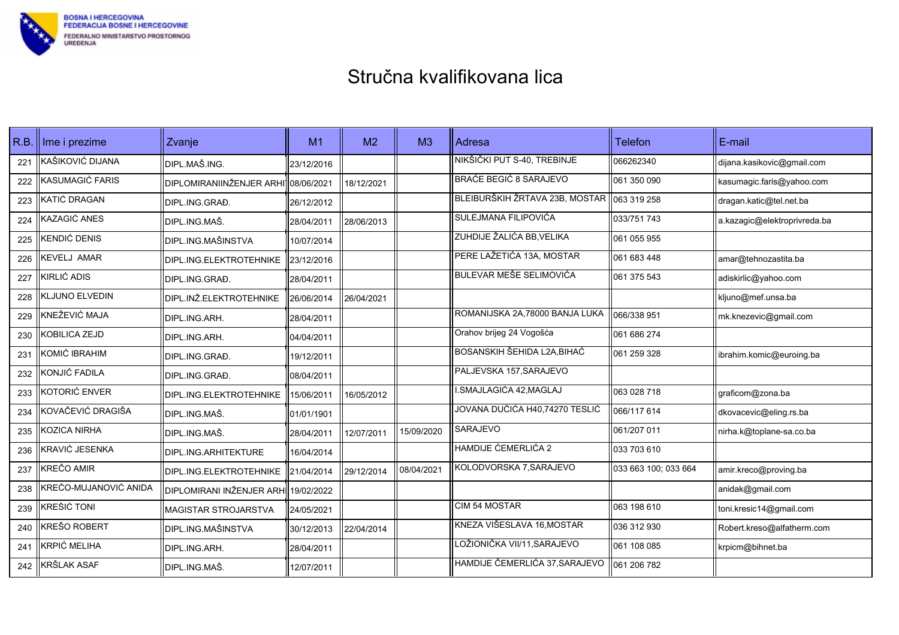BOSNA I HERCEGOVINA
FEDERACIJA BOSNE I HERCEGOVINE
FEDERALNO MINISTARSTVO PROSTORNOG UREĐENJA

# Stručna kvalifikovana lica

| R.B. | Ime i prezime | Zvanje | M1 | M2 | M3 | Adresa | Telefon | E-mail |
|---|---|---|---|---|---|---|---|---|
| 221 | KAŠIKOVIĆ DIJANA | DIPL.MAŠ.ING. | 23/12/2016 | | | NIKŠIČKI PUT S-40, TREBINJE | 066262340 | dijana.kasikovic@gmail.com |
| 222 | KASUMAGIĆ FARIS | DIPLOMIRANIINŽENJER ARHI | 08/06/2021 | 18/12/2021 | | BRAĆE BEGIĆ 8 SARAJEVO | 061 350 090 | kasumagic.faris@yahoo.com |
| 223 | KATIĆ DRAGAN | DIPL.ING.GRAĐ. | 26/12/2012 | | | BLEIBURŠKIH ŽRTAVA 23B, MOSTAR | 063 319 258 | dragan.katic@tel.net.ba |
| 224 | KAZAGIĆ ANES | DIPL.ING.MAŠ. | 28/04/2011 | 28/06/2013 | | SULEJMANA FILIPOVIĆA | 033/751 743 | a.kazagic@elektroprivreda.ba |
| 225 | KENDIĆ DENIS | DIPL.ING.MAŠINSTVA | 10/07/2014 | | | ZUHDIJE ŽALIĆA BB,VELIKA | 061 055 955 | |
| 226 | KEVELJ AMAR | DIPL.ING.ELEKTROTEHNIKE | 23/12/2016 | | | PERE LAŽETIĆA 13A, MOSTAR | 061 683 448 | amar@tehnozastita.ba |
| 227 | KIRLIĆ ADIS | DIPL.ING.GRAĐ. | 28/04/2011 | | | BULEVAR MEŠE SELIMOVIĆA | 061 375 543 | adiskirlic@yahoo.com |
| 228 | KLJUNO ELVEDIN | DIPL.INŽ.ELEKTROTEHNIKE | 26/06/2014 | 26/04/2021 | | | | kljuno@mef.unsa.ba |
| 229 | KNEŽEVIĆ MAJA | DIPL.ING.ARH. | 28/04/2011 | | | ROMANIJSKA 2A,78000 BANJA LUKA | 066/338 951 | mk.knezevic@gmail.com |
| 230 | KOBILICA ZEJD | DIPL.ING.ARH. | 04/04/2011 | | | Orahov brijeg 24 Vogošća | 061 686 274 | |
| 231 | KOMIĆ IBRAHIM | DIPL.ING.GRAĐ. | 19/12/2011 | | | BOSANSKIH ŠEHIDA L2A,BIHAĆ | 061 259 328 | ibrahim.komic@euroing.ba |
| 232 | KONJIĆ FADILA | DIPL.ING.GRAĐ. | 08/04/2011 | | | PALJEVSKA 157,SARAJEVO | | |
| 233 | KOTORIĆ ENVER | DIPL.ING.ELEKTROTEHNIKE | 15/06/2011 | 16/05/2012 | | I.SMAJLAGIĆA 42,MAGLAJ | 063 028 718 | graficom@zona.ba |
| 234 | KOVAČEVIĆ DRAGIŠA | DIPL.ING.MAŠ. | 01/01/1901 | | | JOVANA DUČIĆA H40,74270 TESLIĆ | 066/117 614 | dkovacevic@eling.rs.ba |
| 235 | KOZICA NIRHA | DIPL.ING.MAŠ. | 28/04/2011 | 12/07/2011 | 15/09/2020 | SARAJEVO | 061/207 011 | nirha.k@toplane-sa.co.ba |
| 236 | KRAVIĆ JESENKA | DIPL.ING.ARHITEKTURE | 16/04/2014 | | | HAMDIJE ĆEMERLIĆA 2 | 033 703 610 | |
| 237 | KREČO AMIR | DIPL.ING.ELEKTROTEHNIKE | 21/04/2014 | 29/12/2014 | 08/04/2021 | KOLODVORSKA 7,SARAJEVO | 033 663 100; 033 664 | amir.kreco@proving.ba |
| 238 | KREČO-MUJANOVIĆ ANIDA | DIPLOMIRANI INŽENJER ARH | 19/02/2022 | | | | | anidak@gmail.com |
| 239 | KREŠIĆ TONI | MAGISTAR STROJARSTVA | 24/05/2021 | | | CIM 54 MOSTAR | 063 198 610 | toni.kresic14@gmail.com |
| 240 | KREŠO ROBERT | DIPL.ING.MAŠINSTVA | 30/12/2013 | 22/04/2014 | | KNEZA VIŠESLAVA 16,MOSTAR | 036 312 930 | Robert.kreso@alfatherm.com |
| 241 | KRPIĆ MELIHA | DIPL.ING.ARH. | 28/04/2011 | | | LOŽIONIČKA VII/11,SARAJEVO | 061 108 085 | krpicm@bihnet.ba |
| 242 | KRŠLAK ASAF | DIPL.ING.MAŠ. | 12/07/2011 | | | HAMDIJE ČEMERLIĆA 37,SARAJEVO | 061 206 782 | |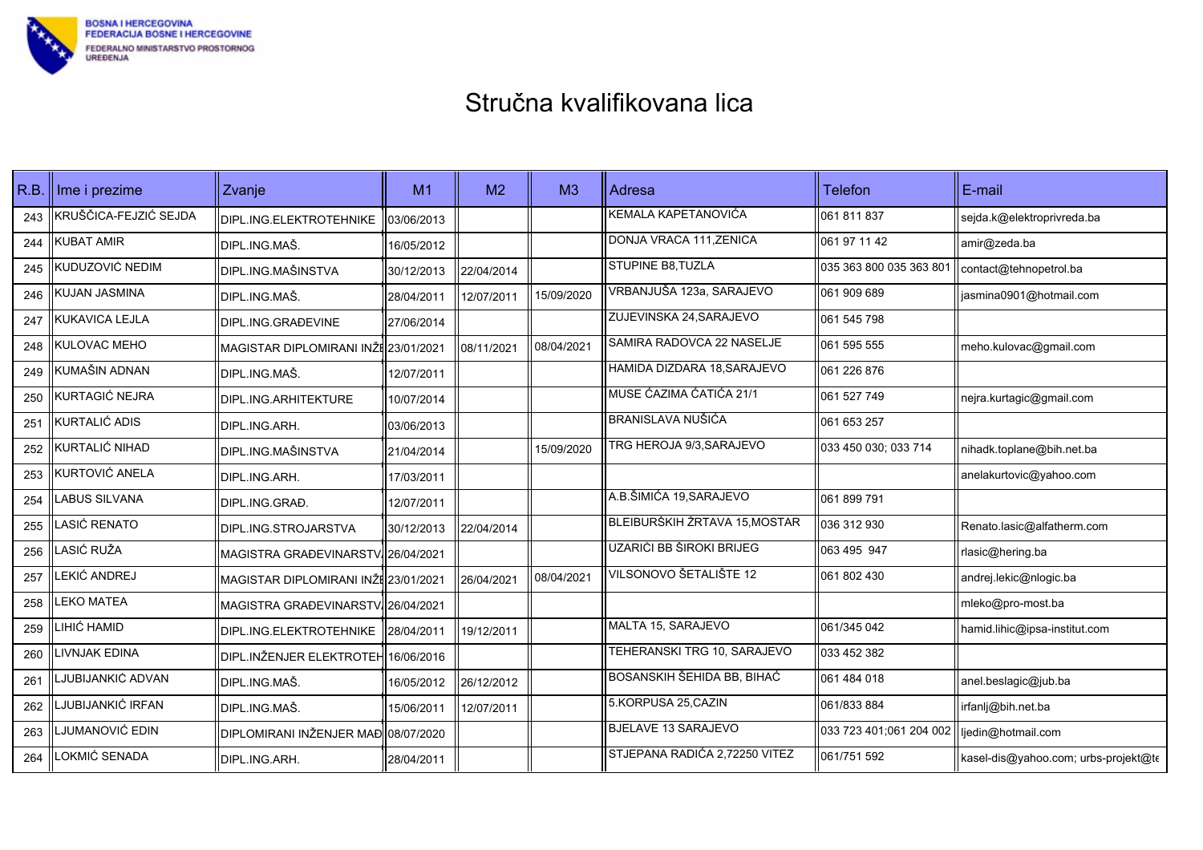BOSNA I HERCEGOVINA
FEDERACIJA BOSNE I HERCEGOVINE
FEDERALNO MINISTARSTVO PROSTORNOG UREĐENJA

# Stručna kvalifikovana lica

| R.B. | Ime i prezime | Zvanje | M1 | M2 | M3 | Adresa | Telefon | E-mail |
|---|---|---|---|---|---|---|---|---|
| 243 | KRUŠČICA-FEJZIĆ SEJDA | DIPL.ING.ELEKTROTEHNIKE | 03/06/2013 | | | KEMALA KAPETANOVIĆA | 061 811 837 | sejda.k@elektroprivreda.ba |
| 244 | KUBAT AMIR | DIPL.ING.MAŠ. | 16/05/2012 | | | DONJA VRACA 111,ZENICA | 061 97 11 42 | amir@zeda.ba |
| 245 | KUDUZOVIĆ NEDIM | DIPL.ING.MAŠINSTVA | 30/12/2013 | 22/04/2014 | | STUPINE B8,TUZLA | 035 363 800 035 363 801 | contact@tehnopetrol.ba |
| 246 | KUJAN JASMINA | DIPL.ING.MAŠ. | 28/04/2011 | 12/07/2011 | 15/09/2020 | VRBANJUŠA 123a, SARAJEVO | 061 909 689 | jasmina0901@hotmail.com |
| 247 | KUKAVICA LEJLA | DIPL.ING.GRAĐEVINE | 27/06/2014 | | | ZUJEVINSKA 24,SARAJEVO | 061 545 798 | |
| 248 | KULOVAC MEHO | MAGISTAR DIPLOMIRANI INŽE | 23/01/2021 | 08/11/2021 | 08/04/2021 | SAMIRA RADOVCA 22 NASELJE | 061 595 555 | meho.kulovac@gmail.com |
| 249 | KUMAŠIN ADNAN | DIPL.ING.MAŠ. | 12/07/2011 | | | HAMIDA DIZDARA 18,SARAJEVO | 061 226 876 | |
| 250 | KURTAGIĆ NEJRA | DIPL.ING.ARHITEKTURE | 10/07/2014 | | | MUSE ĆAZIMA ĆATIĆA 21/1 | 061 527 749 | nejra.kurtagic@gmail.com |
| 251 | KURTALIĆ ADIS | DIPL.ING.ARH. | 03/06/2013 | | | BRANISLAVA NUŠIĆA | 061 653 257 | |
| 252 | KURTALIĆ NIHAD | DIPL.ING.MAŠINSTVA | 21/04/2014 | | 15/09/2020 | TRG HEROJA 9/3,SARAJEVO | 033 450 030; 033 714 | nihadk.toplane@bih.net.ba |
| 253 | KURTOVIĆ ANELA | DIPL.ING.ARH. | 17/03/2011 | | | | | anelakurtovic@yahoo.com |
| 254 | LABUS SILVANA | DIPL.ING.GRAĐ. | 12/07/2011 | | | A.B.ŠIMIĆA 19,SARAJEVO | 061 899 791 | |
| 255 | LASIĆ RENATO | DIPL.ING.STROJARSTVA | 30/12/2013 | 22/04/2014 | | BLEIBURŠKIH ŽRTAVA 15,MOSTAR | 036 312 930 | Renato.lasic@alfatherm.com |
| 256 | LASIĆ RUŽA | MAGISTRA GRAĐEVINARSTVA | 26/04/2021 | | | UZARIĆI BB ŠIROKI BRIJEG | 063 495 947 | rlasic@hering.ba |
| 257 | LEKIĆ ANDREJ | MAGISTAR DIPLOMIRANI INŽE | 23/01/2021 | 26/04/2021 | 08/04/2021 | VILSONOVO ŠETALIŠTE 12 | 061 802 430 | andrej.lekic@nlogic.ba |
| 258 | LEKO MATEA | MAGISTRA GRAĐEVINARSTVA | 26/04/2021 | | | | | mleko@pro-most.ba |
| 259 | LIHIĆ HAMID | DIPL.ING.ELEKTROTEHNIKE | 28/04/2011 | 19/12/2011 | | MALTA 15, SARAJEVO | 061/345 042 | hamid.lihic@ipsa-institut.com |
| 260 | LIVNJAK EDINA | DIPL.INŽENJER ELEKTROTEH | 16/06/2016 | | | TEHERANSKI TRG 10, SARAJEVO | 033 452 382 | |
| 261 | LJUBIJANKIĆ ADVAN | DIPL.ING.MAŠ. | 16/05/2012 | 26/12/2012 | | BOSANSKIH ŠEHIDA BB, BIHAĆ | 061 484 018 | anel.beslagic@jub.ba |
| 262 | LJUBIJANKIĆ IRFAN | DIPL.ING.MAŠ. | 15/06/2011 | 12/07/2011 | | 5.KORPUSA 25,CAZIN | 061/833 884 | irfanlj@bih.net.ba |
| 263 | LJUMANOVIĆ EDIN | DIPLOMIRANI INŽENJER MAŠ | 08/07/2020 | | | BJELAVE 13 SARAJEVO | 033 723 401;061 204 002 | ljedin@hotmail.com |
| 264 | LOKMIĆ SENADA | DIPL.ING.ARH. | 28/04/2011 | | | STJEPANA RADIĆA 2,72250 VITEZ | 061/751 592 | kasel-dis@yahoo.com; urbs-projekt@te |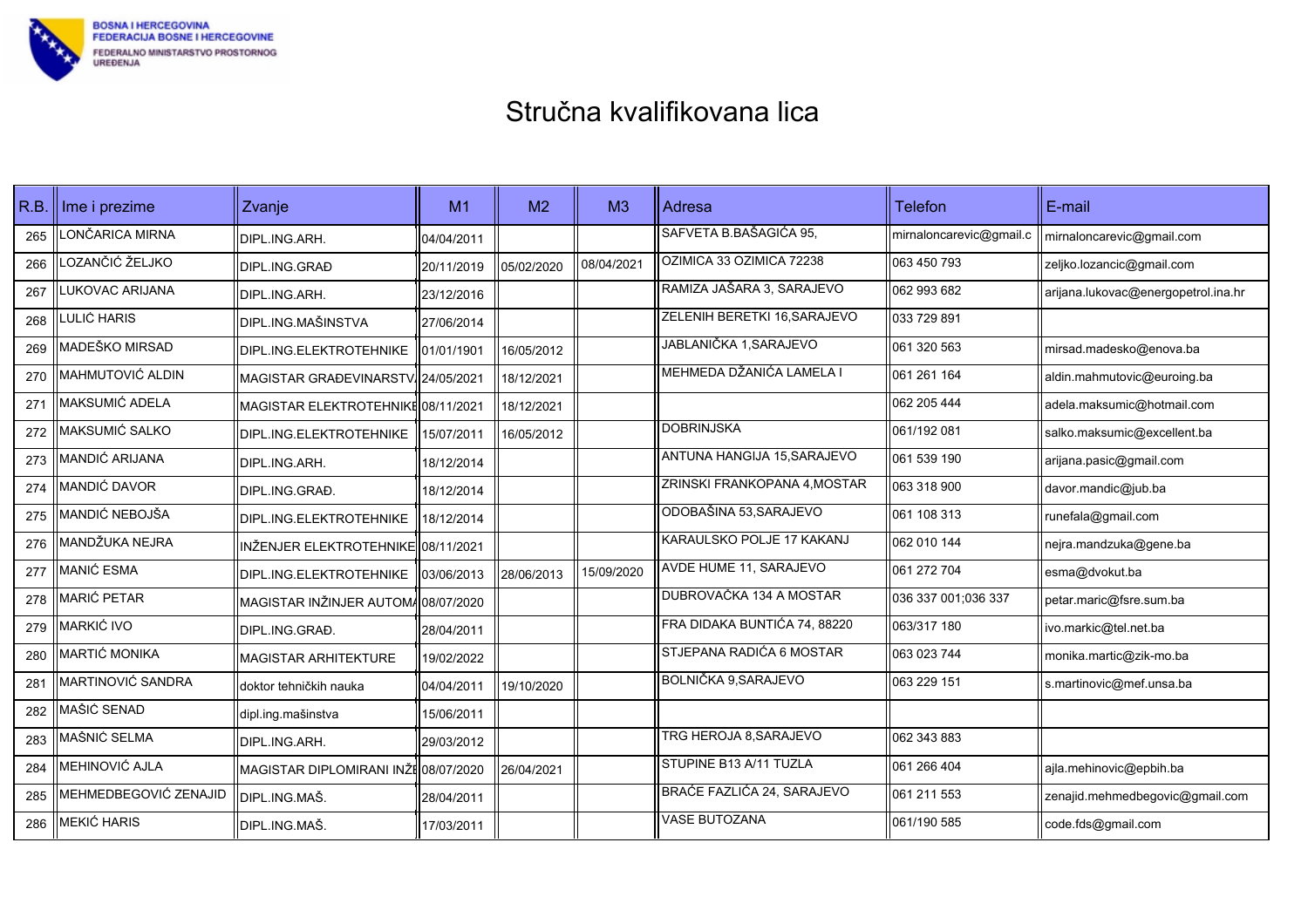BOSNA I HERCEGOVINA
FEDERACIJA BOSNE I HERCEGOVINE
FEDERALNO MINISTARSTVO PROSTORNOG UREĐENJA

# Stručna kvalifikovana lica

| R.B. | Ime i prezime | Zvanje | M1 | M2 | M3 | Adresa | Telefon | E-mail |
|---|---|---|---|---|---|---|---|---|
| 265 | LONČARICA MIRNA | DIPL.ING.ARH. | 04/04/2011 | | | SAFVETA B.BAŠAGIĆA 95, | mirnaloncarevic@gmail.c | mirnaloncarevic@gmail.com |
| 266 | LOZANČIĆ ŽELJKO | DIPL.ING.GRAĐ | 20/11/2019 | 05/02/2020 | 08/04/2021 | OZIMICA 33 OZIMICA 72238 | 063 450 793 | zeljko.lozancic@gmail.com |
| 267 | LUKOVAC ARIJANA | DIPL.ING.ARH. | 23/12/2016 | | | RAMIZA JAŠARA 3, SARAJEVO | 062 993 682 | arijana.lukovac@energopetrol.ina.hr |
| 268 | LULIĆ HARIS | DIPL.ING.MAŠINSTVA | 27/06/2014 | | | ZELENIH BERETKI 16,SARAJEVO | 033 729 891 | |
| 269 | MADEŠKO MIRSAD | DIPL.ING.ELEKTROTEHNIKE | 01/01/1901 | 16/05/2012 | | JABLANIČKA 1,SARAJEVO | 061 320 563 | mirsad.madesko@enova.ba |
| 270 | MAHMUTOVIĆ ALDIN | MAGISTAR GRAĐEVINARSTV | 24/05/2021 | 18/12/2021 | | MEHMEDA DŽANIĆA LAMELA I | 061 261 164 | aldin.mahmutovic@euroing.ba |
| 271 | MAKSUMIĆ ADELA | MAGISTAR ELEKTROTEHNIKE | 08/11/2021 | 18/12/2021 | | | 062 205 444 | adela.maksumic@hotmail.com |
| 272 | MAKSUMIĆ SALKO | DIPL.ING.ELEKTROTEHNIKE | 15/07/2011 | 16/05/2012 | | DOBRINJSKA | 061/192 081 | salko.maksumic@excellent.ba |
| 273 | MANDIĆ ARIJANA | DIPL.ING.ARH. | 18/12/2014 | | | ANTUNA HANGIJA 15,SARAJEVO | 061 539 190 | arijana.pasic@gmail.com |
| 274 | MANDIĆ DAVOR | DIPL.ING.GRAĐ. | 18/12/2014 | | | ZRINSKI FRANKOPANA 4,MOSTAR | 063 318 900 | davor.mandic@jub.ba |
| 275 | MANDIĆ NEBOJŠA | DIPL.ING.ELEKTROTEHNIKE | 18/12/2014 | | | ODOBAŠINA 53,SARAJEVO | 061 108 313 | runefala@gmail.com |
| 276 | MANDŽUKA NEJRA | INŽENJER ELEKTROTEHNIKE | 08/11/2021 | | | KARAULSKO POLJE 17 KAKANJ | 062 010 144 | nejra.mandzuka@gene.ba |
| 277 | MANIĆ ESMA | DIPL.ING.ELEKTROTEHNIKE | 03/06/2013 | 28/06/2013 | 15/09/2020 | AVDE HUME 11, SARAJEVO | 061 272 704 | esma@dvokut.ba |
| 278 | MARIĆ PETAR | MAGISTAR INŽINJER AUTOMA | 08/07/2020 | | | DUBROVAČKA 134 A MOSTAR | 036 337 001;036 337 | petar.maric@fsre.sum.ba |
| 279 | MARKIĆ IVO | DIPL.ING.GRAĐ. | 28/04/2011 | | | FRA DIDAKA BUNTIĆA 74, 88220 | 063/317 180 | ivo.markic@tel.net.ba |
| 280 | MARTIĆ MONIKA | MAGISTAR ARHITEKTURE | 19/02/2022 | | | STJEPANA RADIĆA 6 MOSTAR | 063 023 744 | monika.martic@zik-mo.ba |
| 281 | MARTINOVIĆ SANDRA | doktor tehničkih nauka | 04/04/2011 | 19/10/2020 | | BOLNIČKA 9,SARAJEVO | 063 229 151 | s.martinovic@mef.unsa.ba |
| 282 | MAŠIĆ SENAD | dipl.ing.mašinstva | 15/06/2011 | | | | | |
| 283 | MAŠNIĆ SELMA | DIPL.ING.ARH. | 29/03/2012 | | | TRG HEROJA 8,SARAJEVO | 062 343 883 | |
| 284 | MEHINOVIĆ AJLA | MAGISTAR DIPLOMIRANI INŽE | 08/07/2020 | 26/04/2021 | | STUPINE B13 A/11 TUZLA | 061 266 404 | ajla.mehinovic@epbih.ba |
| 285 | MEHMEDBEGOVIĆ ZENAJID | DIPL.ING.MAŠ. | 28/04/2011 | | | BRAĆE FAZLIĆA 24, SARAJEVO | 061 211 553 | zenajid.mehmedbegovic@gmail.com |
| 286 | MEKIĆ HARIS | DIPL.ING.MAŠ. | 17/03/2011 | | | VASE BUTOZANA | 061/190 585 | code.fds@gmail.com |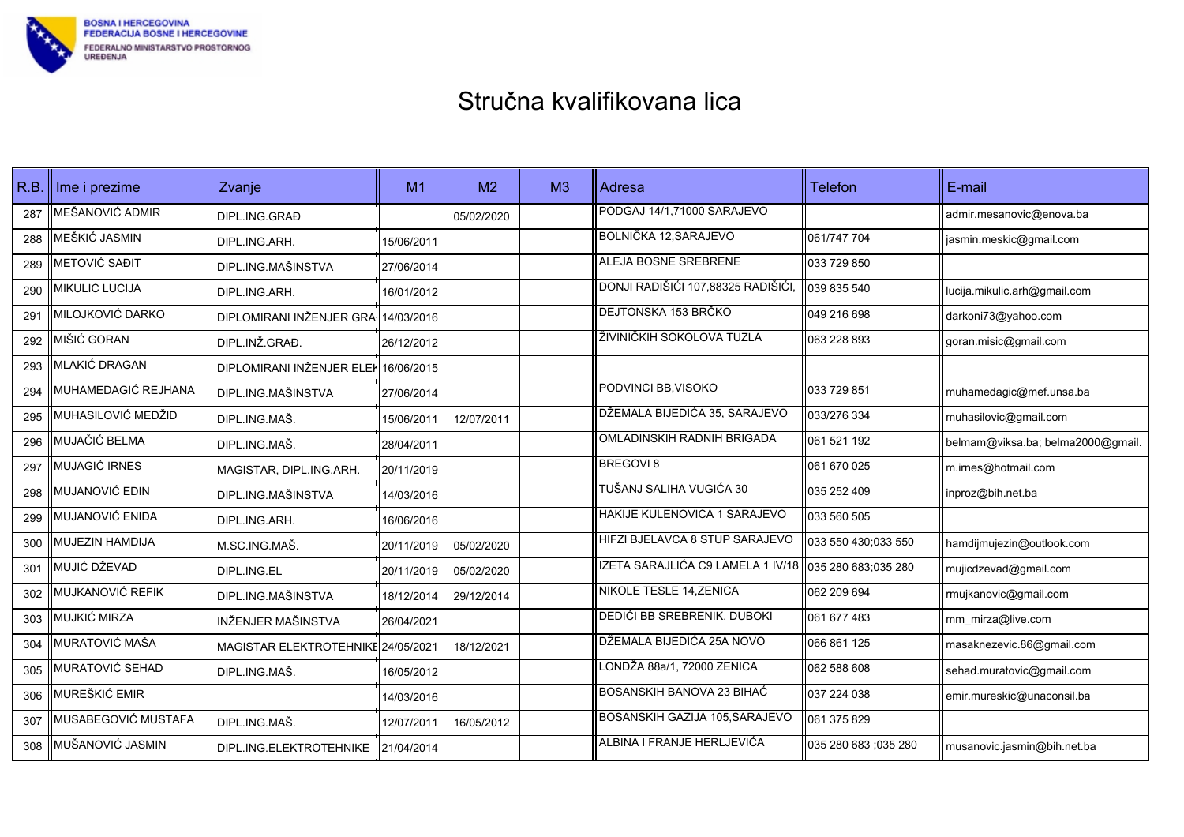BOSNA I HERCEGOVINA
FEDERACIJA BOSNE I HERCEGOVINE
FEDERALNO MINISTARSTVO PROSTORNOG UREĐENJA

# Stručna kvalifikovana lica

| R.B. | Ime i prezime | Zvanje | M1 | M2 | M3 | Adresa | Telefon | E-mail |
|---|---|---|---|---|---|---|---|---|
| 287 | MEŠANOVIĆ ADMIR | DIPL.ING.GRAĐ | | 05/02/2020 | | PODGAJ 14/1,71000 SARAJEVO | | admir.mesanovic@enova.ba |
| 288 | MEŠKIĆ JASMIN | DIPL.ING.ARH. | 15/06/2011 | | | BOLNIČKA 12,SARAJEVO | 061/747 704 | jasmin.meskic@gmail.com |
| 289 | METOVIĆ SAĐIT | DIPL.ING.MAŠINSTVA | 27/06/2014 | | | ALEJA BOSNE SREBRENE | 033 729 850 | |
| 290 | MIKULIĆ LUCIJA | DIPL.ING.ARH. | 16/01/2012 | | | DONJI RADIŠIĆI 107,88325 RADIŠIĆI, | 039 835 540 | lucija.mikulic.arh@gmail.com |
| 291 | MILOJKOVIĆ DARKO | DIPLOMIRANI INŽENJER GRA | 14/03/2016 | | | DEJTONSKA 153 BRČKO | 049 216 698 | darkoni73@yahoo.com |
| 292 | MIŠIĆ GORAN | DIPL.INŽ.GRAĐ. | 26/12/2012 | | | ŽIVINIČKIH SOKOLOVA TUZLA | 063 228 893 | goran.misic@gmail.com |
| 293 | MLAKIĆ DRAGAN | DIPLOMIRANI INŽENJER ELEK | 16/06/2015 | | | | | |
| 294 | MUHAMEDAGIĆ REJHANA | DIPL.ING.MAŠINSTVA | 27/06/2014 | | | PODVINCI BB,VISOKO | 033 729 851 | muhamedagic@mef.unsa.ba |
| 295 | MUHASILOVIĆ MEDŽID | DIPL.ING.MAŠ. | 15/06/2011 | 12/07/2011 | | DŽEMALA BIJEDIĆA 35, SARAJEVO | 033/276 334 | muhasilovic@gmail.com |
| 296 | MUJAČIĆ BELMA | DIPL.ING.MAŠ. | 28/04/2011 | | | OMLADINSKIH RADNIH BRIGADA | 061 521 192 | belmam@viksa.ba; belma2000@gmail. |
| 297 | MUJAGIĆ IRNES | MAGISTAR, DIPL.ING.ARH. | 20/11/2019 | | | BREGOVI 8 | 061 670 025 | m.irnes@hotmail.com |
| 298 | MUJANOVIĆ EDIN | DIPL.ING.MAŠINSTVA | 14/03/2016 | | | TUŠANJ SALIHA VUGIĆA 30 | 035 252 409 | inproz@bih.net.ba |
| 299 | MUJANOVIĆ ENIDA | DIPL.ING.ARH. | 16/06/2016 | | | HAKIJE KULENOVIĆA 1 SARAJEVO | 033 560 505 | |
| 300 | MUJEZIN HAMDIJA | M.SC.ING.MAŠ. | 20/11/2019 | 05/02/2020 | | HIFZI BJELAVCA 8 STUP SARAJEVO | 033 550 430;033 550 | hamdijmujezin@outlook.com |
| 301 | MUJIĆ DŽEVAD | DIPL.ING.EL | 20/11/2019 | 05/02/2020 | | IZETA SARAJLIĆA C9 LAMELA 1 IV/18 | 035 280 683;035 280 | mujicdzevad@gmail.com |
| 302 | MUJKANOVIĆ REFIK | DIPL.ING.MAŠINSTVA | 18/12/2014 | 29/12/2014 | | NIKOLE TESLE 14,ZENICA | 062 209 694 | rmujkanovic@gmail.com |
| 303 | MUJKIĆ MIRZA | INŽENJER MAŠINSTVA | 26/04/2021 | | | DEDIĆI BB SREBRENIK, DUBOKI | 061 677 483 | mm_mirza@live.com |
| 304 | MURATOVIĆ MAŠA | MAGISTAR ELEKTROTEHNIKE | 24/05/2021 | 18/12/2021 | | DŽEMALA BIJEDIĆA 25A NOVO | 066 861 125 | masaknezevic.86@gmail.com |
| 305 | MURATOVIĆ SEHAD | DIPL.ING.MAŠ. | 16/05/2012 | | | LONDŽA 88a/1, 72000 ZENICA | 062 588 608 | sehad.muratovic@gmail.com |
| 306 | MUREŠKIĆ EMIR | | 14/03/2016 | | | BOSANSKIH BANOVA 23 BIHAĆ | 037 224 038 | emir.mureskic@unaconsil.ba |
| 307 | MUSABEGOVIĆ MUSTAFA | DIPL.ING.MAŠ. | 12/07/2011 | 16/05/2012 | | BOSANSKIH GAZIJA 105,SARAJEVO | 061 375 829 | |
| 308 | MUŠANOVIĆ JASMIN | DIPL.ING.ELEKTROTEHNIKE | 21/04/2014 | | | ALBINA I FRANJE HERLJEVIĆA | 035 280 683 ;035 280 | musanovic.jasmin@bih.net.ba |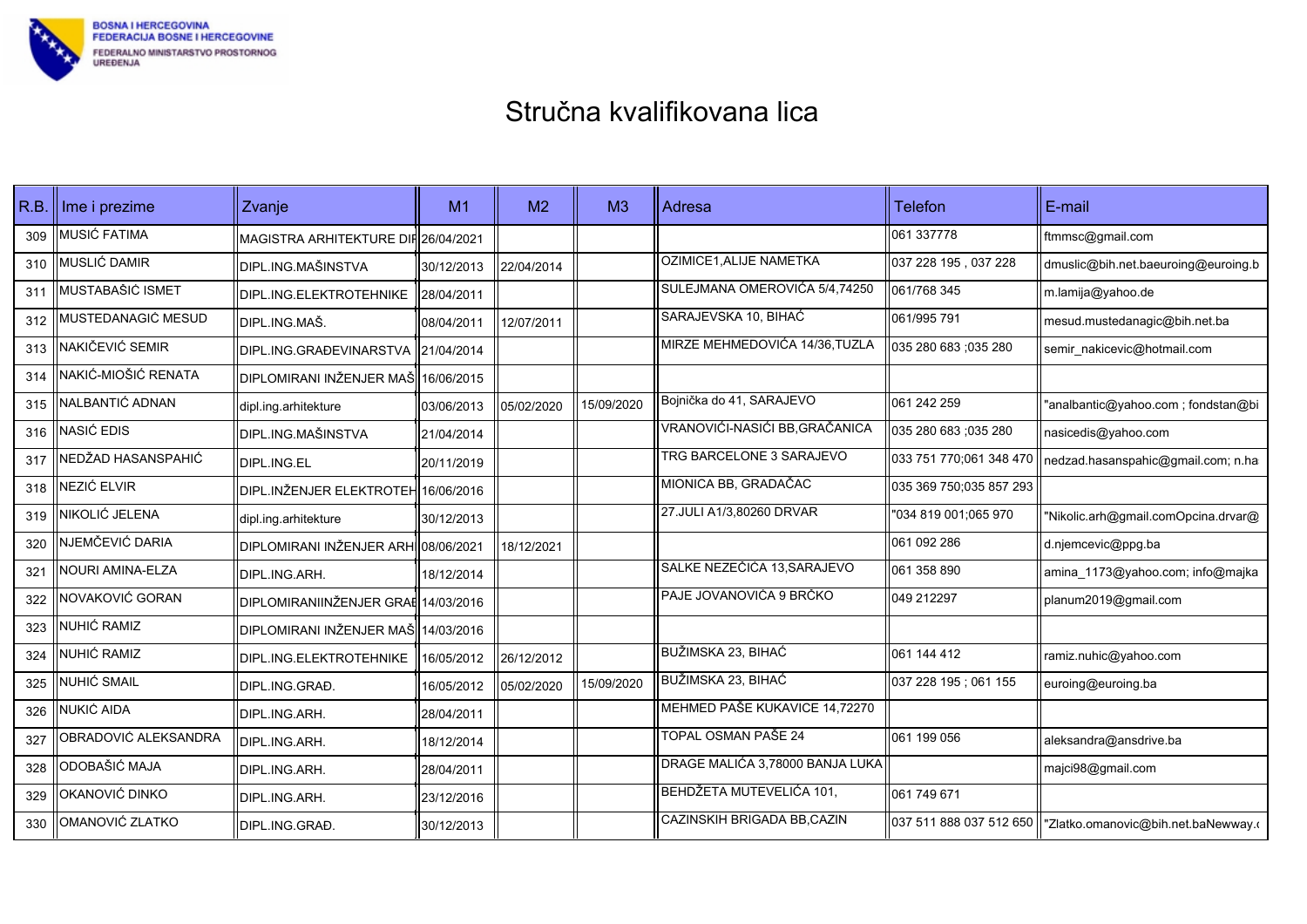BOSNA I HERCEGOVINA
FEDERACIJA BOSNE I HERCEGOVINE
FEDERALNO MINISTARSTVO PROSTORNOG UREĐENJA

# Stručna kvalifikovana lica

| R.B. | Ime i prezime | Zvanje | M1 | M2 | M3 | Adresa | Telefon | E-mail |
|---|---|---|---|---|---|---|---|---|
| 309 | MUSIĆ FATIMA | MAGISTRA ARHITEKTURE DII | 26/04/2021 | | | | 061 337778 | ftmmsc@gmail.com |
| 310 | MUSLIĆ DAMIR | DIPL.ING.MAŠINSTVA | 30/12/2013 | 22/04/2014 | | OZIMICE1,ALIJE NAMETKA | 037 228 195 , 037 228 | dmuslic@bih.net.baeuroing@euroing.b |
| 311 | MUSTABAŠIĆ ISMET | DIPL.ING.ELEKTROTEHNIKE | 28/04/2011 | | | SULEJMANA OMEROVIĆA 5/4,74250 | 061/768 345 | m.lamija@yahoo.de |
| 312 | MUSTEDANAGIĆ MESUD | DIPL.ING.MAŠ. | 08/04/2011 | 12/07/2011 | | SARAJEVSKA 10, BIHAĆ | 061/995 791 | mesud.mustedanagic@bih.net.ba |
| 313 | NAKIČEVIĆ SEMIR | DIPL.ING.GRAĐEVINARSTVA | 21/04/2014 | | | MIRZE MEHMEDOVIĆA 14/36,TUZLA | 035 280 683 ;035 280 | semir_nakicevic@hotmail.com |
| 314 | NAKIĆ-MIOŠIĆ RENATA | DIPLOMIRANI INŽENJER MAŠ | 16/06/2015 | | | | | |
| 315 | NALBANTIĆ ADNAN | dipl.ing.arhitekture | 03/06/2013 | 05/02/2020 | 15/09/2020 | Bojnička do 41, SARAJEVO | 061 242 259 | "analbantic@yahoo.com ; fondstan@bi |
| 316 | NASIĆ EDIS | DIPL.ING.MAŠINSTVA | 21/04/2014 | | | VRANOVIĆI-NASIĆI BB,GRAČANICA | 035 280 683 ;035 280 | nasicedis@yahoo.com |
| 317 | NEDŽAD HASANSPAHIĆ | DIPL.ING.EL | 20/11/2019 | | | TRG BARCELONE 3 SARAJEVO | 033 751 770;061 348 470 | nedzad.hasanspahic@gmail.com; n.ha |
| 318 | NEZIĆ ELVIR | DIPL.INŽENJER ELEKTROTEH | 16/06/2016 | | | MIONICA BB, GRADAČAC | 035 369 750;035 857 293 | |
| 319 | NIKOLIĆ JELENA | dipl.ing.arhitekture | 30/12/2013 | | | 27.JULI A1/3,80260 DRVAR | "034 819 001;065 970 | "Nikolic.arh@gmail.comOpcina.drvar@ |
| 320 | NJEMČEVIĆ DARIA | DIPLOMIRANI INŽENJER ARH | 08/06/2021 | 18/12/2021 | | | 061 092 286 | d.njemcevic@ppg.ba |
| 321 | NOURI AMINA-ELZA | DIPL.ING.ARH. | 18/12/2014 | | | SALKE NEZEČIĆA 13,SARAJEVO | 061 358 890 | amina_1173@yahoo.com; info@majka |
| 322 | NOVAKOVIĆ GORAN | DIPLOMIRANIINŽENJER GRAĐ | 14/03/2016 | | | PAJE JOVANOVIĆA 9 BRČKO | 049 212297 | planum2019@gmail.com |
| 323 | NUHIĆ RAMIZ | DIPLOMIRANI INŽENJER MAŠ | 14/03/2016 | | | | | |
| 324 | NUHIĆ RAMIZ | DIPL.ING.ELEKTROTEHNIKE | 16/05/2012 | 26/12/2012 | | BUŽIMSKA 23, BIHAĆ | 061 144 412 | ramiz.nuhic@yahoo.com |
| 325 | NUHIĆ SMAIL | DIPL.ING.GRAĐ. | 16/05/2012 | 05/02/2020 | 15/09/2020 | BUŽIMSKA 23, BIHAĆ | 037 228 195 ; 061 155 | euroing@euroing.ba |
| 326 | NUKIĆ AIDA | DIPL.ING.ARH. | 28/04/2011 | | | MEHMED PAŠE KUKAVICE 14,72270 | | |
| 327 | OBRADOVIĆ ALEKSANDRA | DIPL.ING.ARH. | 18/12/2014 | | | TOPAL OSMAN PAŠE 24 | 061 199 056 | aleksandra@ansdrive.ba |
| 328 | ODOBAŠIĆ MAJA | DIPL.ING.ARH. | 28/04/2011 | | | DRAGE MALIĆA 3,78000 BANJA LUKA | | majci98@gmail.com |
| 329 | OKANOVIĆ DINKO | DIPL.ING.ARH. | 23/12/2016 | | | BEHDŽETA MUTEVELIĆA 101, | 061 749 671 | |
| 330 | OMANOVIĆ ZLATKO | DIPL.ING.GRAĐ. | 30/12/2013 | | | CAZINSKIH BRIGADA BB,CAZIN | 037 511 888 037 512 650 | "Zlatko.omanovic@bih.net.baNewway.c |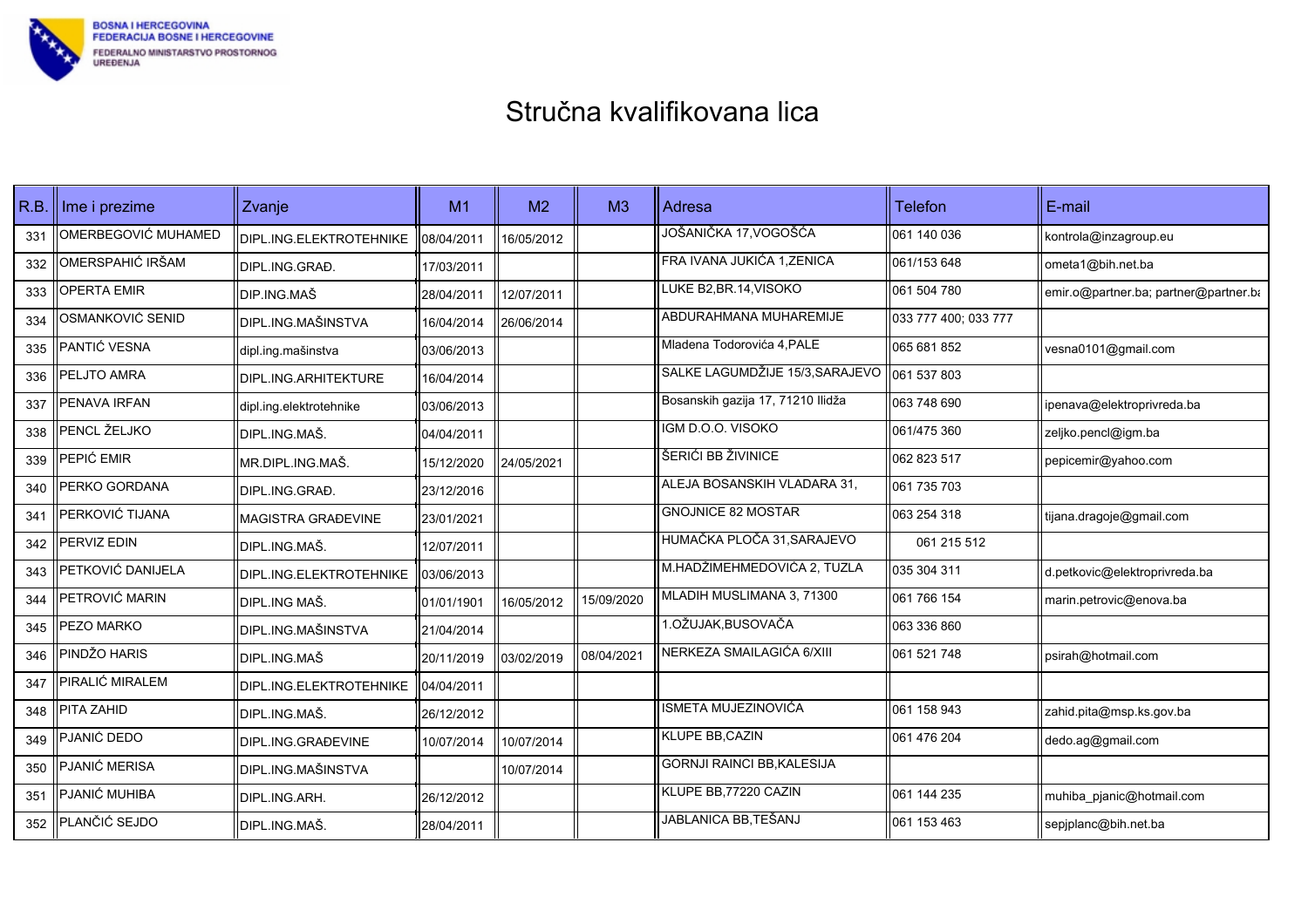BOSNA I HERCEGOVINA
FEDERACIJA BOSNE I HERCEGOVINE
FEDERALNO MINISTARSTVO PROSTORNOG UREĐENJA

# Stručna kvalifikovana lica

| R.B. | Ime i prezime | Zvanje | M1 | M2 | M3 | Adresa | Telefon | E-mail |
|---|---|---|---|---|---|---|---|---|
| 331 | OMERBEGOVIĆ MUHAMED | DIPL.ING.ELEKTROTEHNIKE | 08/04/2011 | 16/05/2012 | | JOŠANIČKA 17,VOGOŠĆA | 061 140 036 | kontrola@inzagroup.eu |
| 332 | OMERSPAHIĆ IRŠAM | DIPL.ING.GRAĐ. | 17/03/2011 | | | FRA IVANA JUKIĆA 1,ZENICA | 061/153 648 | ometa1@bih.net.ba |
| 333 | OPERTA EMIR | DIP.ING.MAŠ | 28/04/2011 | 12/07/2011 | | LUKE B2,BR.14,VISOKO | 061 504 780 | emir.o@partner.ba; partner@partner.ba |
| 334 | OSMANKOVIĆ SENID | DIPL.ING.MAŠINSTVA | 16/04/2014 | 26/06/2014 | | ABDURAHMANA MUHAREMIJE | 033 777 400; 033 777 | |
| 335 | PANTIĆ VESNA | dipl.ing.mašinstva | 03/06/2013 | | | Mladena Todorovića 4,PALE | 065 681 852 | vesna0101@gmail.com |
| 336 | PELJTO AMRA | DIPL.ING.ARHITEKTURE | 16/04/2014 | | | SALKE LAGUMDŽIJE 15/3,SARAJEVO | 061 537 803 | |
| 337 | PENAVA IRFAN | dipl.ing.elektrotehnike | 03/06/2013 | | | Bosanskih gazija 17, 71210 Ilidža | 063 748 690 | ipenava@elektroprivreda.ba |
| 338 | PENCL ŽELJKO | DIPL.ING.MAŠ. | 04/04/2011 | | | IGM D.O.O. VISOKO | 061/475 360 | zeljko.pencl@igm.ba |
| 339 | PEPIĆ EMIR | MR.DIPL.ING.MAŠ. | 15/12/2020 | 24/05/2021 | | ŠERIĆI BB ŽIVINICE | 062 823 517 | pepicemir@yahoo.com |
| 340 | PERKO GORDANA | DIPL.ING.GRAĐ. | 23/12/2016 | | | ALEJA BOSANSKIH VLADARA 31, | 061 735 703 | |
| 341 | PERKOVIĆ TIJANA | MAGISTRA GRAĐEVINE | 23/01/2021 | | | GNOJNICE 82 MOSTAR | 063 254 318 | tijana.dragoje@gmail.com |
| 342 | PERVIZ EDIN | DIPL.ING.MAŠ. | 12/07/2011 | | | HUMAČKA PLOČA 31,SARAJEVO | 061 215 512 | |
| 343 | PETKOVIĆ DANIJELA | DIPL.ING.ELEKTROTEHNIKE | 03/06/2013 | | | M.HADŽIMEHMEDOVIĆA 2, TUZLA | 035 304 311 | d.petkovic@elektroprivreda.ba |
| 344 | PETROVIĆ MARIN | DIPL.ING MAŠ. | 01/01/1901 | 16/05/2012 | 15/09/2020 | MLADIH MUSLIMANA 3, 71300 | 061 766 154 | marin.petrovic@enova.ba |
| 345 | PEZO MARKO | DIPL.ING.MAŠINSTVA | 21/04/2014 | | | 1.OŽUJAK,BUSOVAČA | 063 336 860 | |
| 346 | PINDŽO HARIS | DIPL.ING.MAŠ | 20/11/2019 | 03/02/2019 | 08/04/2021 | NERKEZA SMAILAGIĆA 6/XIII | 061 521 748 | psirah@hotmail.com |
| 347 | PIRALIĆ MIRALEM | DIPL.ING.ELEKTROTEHNIKE | 04/04/2011 | | | | | |
| 348 | PITA ZAHID | DIPL.ING.MAŠ. | 26/12/2012 | | | ISMETA MUJEZINOVIĆA | 061 158 943 | zahid.pita@msp.ks.gov.ba |
| 349 | PJANIĆ DEDO | DIPL.ING.GRAĐEVINE | 10/07/2014 | 10/07/2014 | | KLUPE BB,CAZIN | 061 476 204 | dedo.ag@gmail.com |
| 350 | PJANIĆ MERISA | DIPL.ING.MAŠINSTVA | | 10/07/2014 | | GORNJI RAINCI BB,KALESIJA | | |
| 351 | PJANIĆ MUHIBA | DIPL.ING.ARH. | 26/12/2012 | | | KLUPE BB,77220 CAZIN | 061 144 235 | muhiba_pjanic@hotmail.com |
| 352 | PLANČIĆ SEJDO | DIPL.ING.MAŠ. | 28/04/2011 | | | JABLANICA BB,TEŠANJ | 061 153 463 | sepjplanc@bih.net.ba |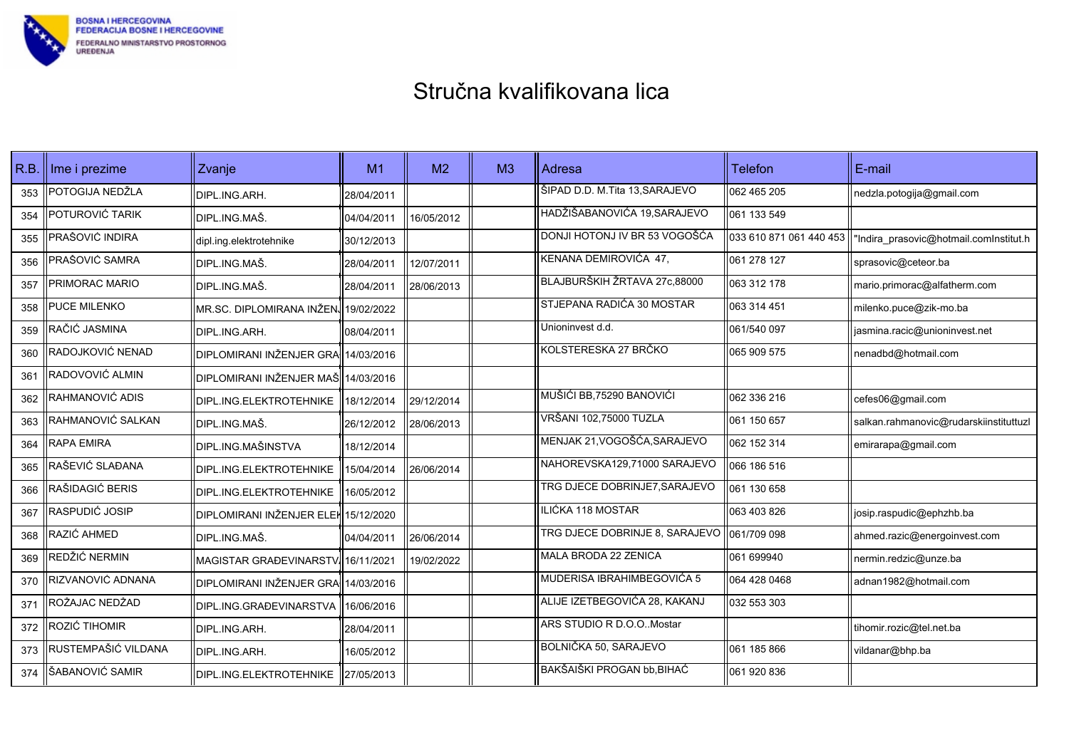BOSNA I HERCEGOVINA
FEDERACIJA BOSNE I HERCEGOVINE
FEDERALNO MINISTARSTVO PROSTORNOG UREĐENJA

# Stručna kvalifikovana lica

| R.B. | Ime i prezime | Zvanje | M1 | M2 | M3 | Adresa | Telefon | E-mail |
|---|---|---|---|---|---|---|---|---|
| 353 | POTOGIJA NEDŽLA | DIPL.ING.ARH. | 28/04/2011 | | | ŠIPAD D.D. M.Tita 13,SARAJEVO | 062 465 205 | nedzla.potogija@gmail.com |
| 354 | POTUROVIĆ TARIK | DIPL.ING.MAŠ. | 04/04/2011 | 16/05/2012 | | HADŽIŠABANOVIĆA 19,SARAJEVO | 061 133 549 | |
| 355 | PRAŠOVIĆ INDIRA | dipl.ing.elektrotehnike | 30/12/2013 | | | DONJI HOTONJ IV BR 53 VOGOŠĆA | 033 610 871 061 440 453 | "Indira_prasovic@hotmail.comInstitut.h |
| 356 | PRAŠOVIĆ SAMRA | DIPL.ING.MAŠ. | 28/04/2011 | 12/07/2011 | | KENANA DEMIROVIĆA 47, | 061 278 127 | sprasovic@ceteor.ba |
| 357 | PRIMORAC MARIO | DIPL.ING.MAŠ. | 28/04/2011 | 28/06/2013 | | BLAJBURŠKIH ŽRTAVA 27c,88000 | 063 312 178 | mario.primorac@alfatherm.com |
| 358 | PUCE MILENKO | MR.SC. DIPLOMIRANA INŽEN | 19/02/2022 | | | STJEPANA RADIĆA 30 MOSTAR | 063 314 451 | milenko.puce@zik-mo.ba |
| 359 | RAČIĆ JASMINA | DIPL.ING.ARH. | 08/04/2011 | | | Unioninvest d.d. | 061/540 097 | jasmina.racic@unioninvest.net |
| 360 | RADOJKOVIĆ NENAD | DIPLOMIRANI INŽENJER GRA | 14/03/2016 | | | KOLSTERESKA 27 BRČKO | 065 909 575 | nenadbd@hotmail.com |
| 361 | RADOVOVIĆ ALMIN | DIPLOMIRANI INŽENJER MAŠ | 14/03/2016 | | | | | |
| 362 | RAHMANOVIĆ ADIS | DIPL.ING.ELEKTROTEHNIKE | 18/12/2014 | 29/12/2014 | | MUŠIĆI BB,75290 BANOVIĆI | 062 336 216 | cefes06@gmail.com |
| 363 | RAHMANOVIĆ SALKAN | DIPL.ING.MAŠ. | 26/12/2012 | 28/06/2013 | | VRŠANI 102,75000 TUZLA | 061 150 657 | salkan.rahmanovic@rudarskiinstituttuzl |
| 364 | RAPA EMIRA | DIPL.ING.MAŠINSTVA | 18/12/2014 | | | MENJAK 21,VOGOŠĆA,SARAJEVO | 062 152 314 | emirarapa@gmail.com |
| 365 | RAŠEVIĆ SLAĐANA | DIPL.ING.ELEKTROTEHNIKE | 15/04/2014 | 26/06/2014 | | NAHOREVSKA129,71000 SARAJEVO | 066 186 516 | |
| 366 | RAŠIDAGIĆ BERIS | DIPL.ING.ELEKTROTEHNIKE | 16/05/2012 | | | TRG DJECE DOBRINJE7,SARAJEVO | 061 130 658 | |
| 367 | RASPUDIĆ JOSIP | DIPLOMIRANI INŽENJER ELEK | 15/12/2020 | | | ILIĆKA 118 MOSTAR | 063 403 826 | josip.raspudic@ephzhb.ba |
| 368 | RAZIĆ AHMED | DIPL.ING.MAŠ. | 04/04/2011 | 26/06/2014 | | TRG DJECE DOBRINJE 8, SARAJEVO | 061/709 098 | ahmed.razic@energoinvest.com |
| 369 | REDŽIĆ NERMIN | MAGISTAR GRAĐEVINARSTV | 16/11/2021 | 19/02/2022 | | MALA BRODA 22 ZENICA | 061 699940 | nermin.redzic@unze.ba |
| 370 | RIZVANOVIĆ ADNANA | DIPLOMIRANI INŽENJER GRA | 14/03/2016 | | | MUDERISA IBRAHIMBEGOVIĆA 5 | 064 428 0468 | adnan1982@hotmail.com |
| 371 | ROŽAJAC NEDŽAD | DIPL.ING.GRAĐEVINARSTVA | 16/06/2016 | | | ALIJE IZETBEGOVIĆA 28, KAKANJ | 032 553 303 | |
| 372 | ROZIĆ TIHOMIR | DIPL.ING.ARH. | 28/04/2011 | | | ARS STUDIO R D.O.O..Mostar | | tihomir.rozic@tel.net.ba |
| 373 | RUSTEMPAŠIĆ VILDANA | DIPL.ING.ARH. | 16/05/2012 | | | BOLNIČKA 50, SARAJEVO | 061 185 866 | vildanar@bhp.ba |
| 374 | ŠABANOVIĆ SAMIR | DIPL.ING.ELEKTROTEHNIKE | 27/05/2013 | | | BAKŠAIŠKI PROGAN bb,BIHAĆ | 061 920 836 | |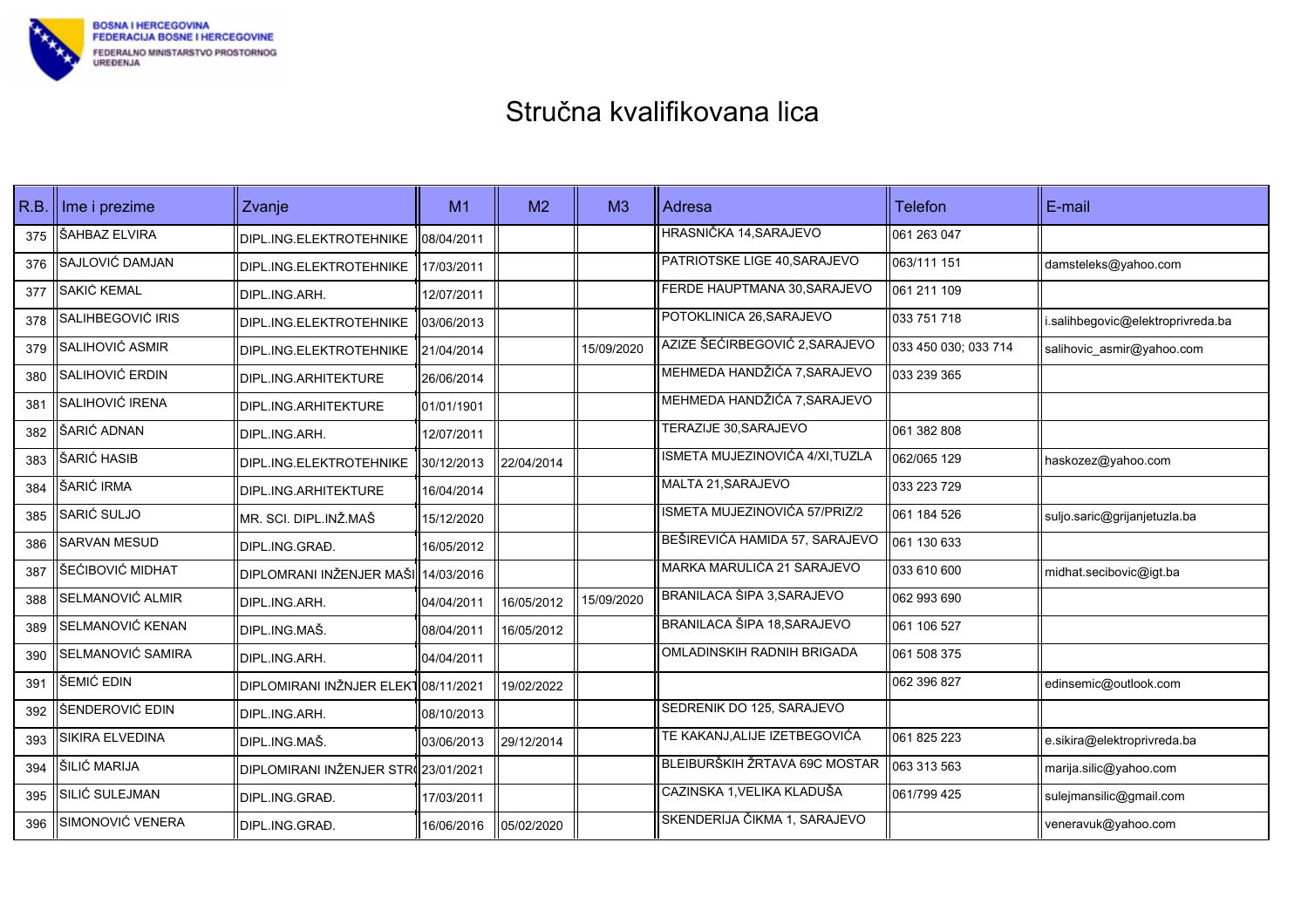BOSNA I HERCEGOVINA
FEDERACIJA BOSNE I HERCEGOVINE
FEDERALNO MINISTARSTVO PROSTORNOG UREĐENJA

# Stručna kvalifikovana lica

| R.B. | Ime i prezime | Zvanje | M1 | M2 | M3 | Adresa | Telefon | E-mail |
|---|---|---|---|---|---|---|---|---|
| 375 | ŠAHBAZ ELVIRA | DIPL.ING.ELEKTROTEHNIKE | 08/04/2011 | | | HRASNIČKA 14,SARAJEVO | 061 263 047 | |
| 376 | SAJLOVIĆ DAMJAN | DIPL.ING.ELEKTROTEHNIKE | 17/03/2011 | | | PATRIOTSKE LIGE 40,SARAJEVO | 063/111 151 | damsteleks@yahoo.com |
| 377 | SAKIĆ KEMAL | DIPL.ING.ARH. | 12/07/2011 | | | FERDE HAUPTMANA 30,SARAJEVO | 061 211 109 | |
| 378 | SALIHBEGOVIĆ IRIS | DIPL.ING.ELEKTROTEHNIKE | 03/06/2013 | | | POTOKLINICA 26,SARAJEVO | 033 751 718 | i.salihbegovic@elektroprivreda.ba |
| 379 | SALIHOVIĆ ASMIR | DIPL.ING.ELEKTROTEHNIKE | 21/04/2014 | | 15/09/2020 | AZIZE ŠEĆIRBEGOVIĆ 2,SARAJEVO | 033 450 030; 033 714 | salihovic_asmir@yahoo.com |
| 380 | SALIHOVIĆ ERDIN | DIPL.ING.ARHITEKTURE | 26/06/2014 | | | MEHMEDA HANDŽIĆA 7,SARAJEVO | 033 239 365 | |
| 381 | SALIHOVIĆ IRENA | DIPL.ING.ARHITEKTURE | 01/01/1901 | | | MEHMEDA HANDŽIĆA 7,SARAJEVO | | |
| 382 | ŠARIĆ ADNAN | DIPL.ING.ARH. | 12/07/2011 | | | TERAZIJE 30,SARAJEVO | 061 382 808 | |
| 383 | ŠARIĆ HASIB | DIPL.ING.ELEKTROTEHNIKE | 30/12/2013 | 22/04/2014 | | ISMETA MUJEZINOVIĆA 4/XI,TUZLA | 062/065 129 | haskozez@yahoo.com |
| 384 | ŠARIĆ IRMA | DIPL.ING.ARHITEKTURE | 16/04/2014 | | | MALTA 21,SARAJEVO | 033 223 729 | |
| 385 | SARIĆ SULJO | MR. SCI. DIPL.INŽ.MAŠ | 15/12/2020 | | | ISMETA MUJEZINOVIĆA 57/PRIZ/2 | 061 184 526 | suljo.saric@grijanjetuzla.ba |
| 386 | SARVAN MESUD | DIPL.ING.GRAĐ. | 16/05/2012 | | | BEŠIREVIĆA HAMIDA 57, SARAJEVO | 061 130 633 | |
| 387 | ŠEĆIBOVIĆ MIDHAT | DIPLOMRANI INŽENJER MAŠI | 14/03/2016 | | | MARKA MARULIĆA 21 SARAJEVO | 033 610 600 | midhat.secibovic@igt.ba |
| 388 | SELMANOVIĆ ALMIR | DIPL.ING.ARH. | 04/04/2011 | 16/05/2012 | 15/09/2020 | BRANILACA ŠIPA 3,SARAJEVO | 062 993 690 | |
| 389 | SELMANOVIĆ KENAN | DIPL.ING.MAŠ. | 08/04/2011 | 16/05/2012 | | BRANILACA ŠIPA 18,SARAJEVO | 061 106 527 | |
| 390 | SELMANOVIĆ SAMIRA | DIPL.ING.ARH. | 04/04/2011 | | | OMLADINSKIH RADNIH BRIGADA | 061 508 375 | |
| 391 | ŠEMIĆ EDIN | DIPLOMIRANI INŽNJER ELEKT | 08/11/2021 | 19/02/2022 | | | 062 396 827 | edinsemic@outlook.com |
| 392 | ŠENDEROVIĆ EDIN | DIPL.ING.ARH. | 08/10/2013 | | | SEDRENIK DO 125, SARAJEVO | | |
| 393 | SIKIRA ELVEDINA | DIPL.ING.MAŠ. | 03/06/2013 | 29/12/2014 | | TE KAKANJ,ALIJE IZETBEGOVIĆA | 061 825 223 | e.sikira@elektroprivreda.ba |
| 394 | ŠILIĆ MARIJA | DIPLOMIRANI INŽENJER STR | 23/01/2021 | | | BLEIBURŠKIH ŽRTAVA 69C MOSTAR | 063 313 563 | marija.silic@yahoo.com |
| 395 | SILIĆ SULEJMAN | DIPL.ING.GRAĐ. | 17/03/2011 | | | CAZINSKA 1,VELIKA KLADUŠA | 061/799 425 | sulejmansilic@gmail.com |
| 396 | SIMONOVIĆ VENERA | DIPL.ING.GRAĐ. | 16/06/2016 | 05/02/2020 | | SKENDERIJA ČIKMA 1, SARAJEVO | | veneravuk@yahoo.com |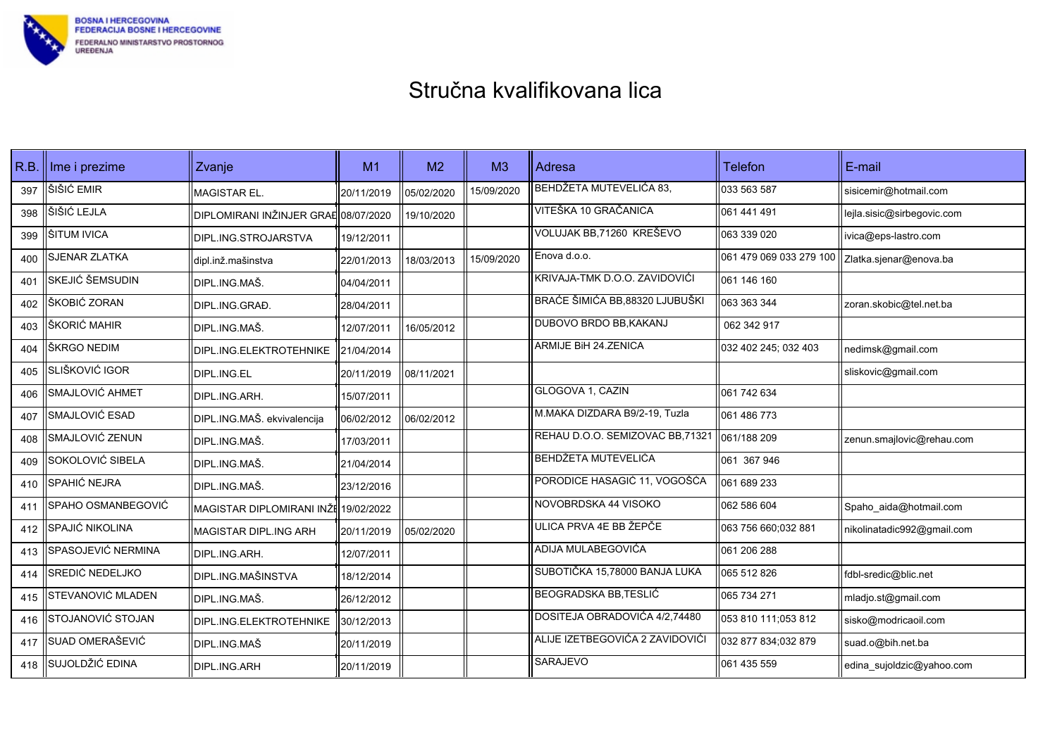BOSNA I HERCEGOVINA
FEDERACIJA BOSNE I HERCEGOVINE
FEDERALNO MINISTARSTVO PROSTORNOG UREĐENJA

# Stručna kvalifikovana lica

| R.B. | Ime i prezime | Zvanje | M1 | M2 | M3 | Adresa | Telefon | E-mail |
|---|---|---|---|---|---|---|---|---|
| 397 | ŠIŠIĆ EMIR | MAGISTAR EL. | 20/11/2019 | 05/02/2020 | 15/09/2020 | BEHDŽETA MUTEVELIĆA 83, | 033 563 587 | sisicemir@hotmail.com |
| 398 | ŠIŠIĆ LEJLA | DIPLOMIRANI INŽINJER GRAĐ | 08/07/2020 | 19/10/2020 | | VITEŠKA 10 GRAČANICA | 061 441 491 | lejla.sisic@sirbegovic.com |
| 399 | ŠITUM IVICA | DIPL.ING.STROJARSTVA | 19/12/2011 | | | VOLUJAK BB,71260 KREŠEVO | 063 339 020 | ivica@eps-lastro.com |
| 400 | SJENAR ZLATKA | dipl.inž.mašinstva | 22/01/2013 | 18/03/2013 | 15/09/2020 | Enova d.o.o. | 061 479 069 033 279 100 | Zlatka.sjenar@enova.ba |
| 401 | SKEJIĆ ŠEMSUDIN | DIPL.ING.MAŠ. | 04/04/2011 | | | KRIVAJA-TMK D.O.O. ZAVIDOVIĆI | 061 146 160 | |
| 402 | ŠKOBIĆ ZORAN | DIPL.ING.GRAĐ. | 28/04/2011 | | | BRAĆE ŠIMIĆA BB,88320 LJUBUŠKI | 063 363 344 | zoran.skobic@tel.net.ba |
| 403 | ŠKORIĆ MAHIR | DIPL.ING.MAŠ. | 12/07/2011 | 16/05/2012 | | DUBOVO BRDO BB,KAKANJ | 062 342 917 | |
| 404 | ŠKRGO NEDIM | DIPL.ING.ELEKTROTEHNIKE | 21/04/2014 | | | ARMIJE BiH 24.ZENICA | 032 402 245; 032 403 | nedimsk@gmail.com |
| 405 | SLIŠKOVIĆ IGOR | DIPL.ING.EL | 20/11/2019 | 08/11/2021 | | | | sliskovic@gmail.com |
| 406 | SMAJLOVIĆ AHMET | DIPL.ING.ARH. | 15/07/2011 | | | GLOGOVA 1, CAZIN | 061 742 634 | |
| 407 | SMAJLOVIĆ ESAD | DIPL.ING.MAŠ. ekvivalencija | 06/02/2012 | 06/02/2012 | | M.MAKA DIZDARA B9/2-19, Tuzla | 061 486 773 | |
| 408 | SMAJLOVIĆ ZENUN | DIPL.ING.MAŠ. | 17/03/2011 | | | REHAU D.O.O. SEMIZOVAC BB,71321 | 061/188 209 | zenun.smajlovic@rehau.com |
| 409 | SOKOLOVIĆ SIBELA | DIPL.ING.MAŠ. | 21/04/2014 | | | BEHDŽETA MUTEVELIĆA | 061 367 946 | |
| 410 | SPAHIĆ NEJRA | DIPL.ING.MAŠ. | 23/12/2016 | | | PORODICE HASAGIĆ 11, VOGOŠĆA | 061 689 233 | |
| 411 | SPAHO OSMANBEGOVIĆ | MAGISTAR DIPLOMIRANI INŽI | 19/02/2022 | | | NOVOBRDSKA 44 VISOKO | 062 586 604 | Spaho_aida@hotmail.com |
| 412 | SPAJIĆ NIKOLINA | MAGISTAR DIPL.ING ARH | 20/11/2019 | 05/02/2020 | | ULICA PRVA 4E BB ŽEPČE | 063 756 660;032 881 | nikolinatadic992@gmail.com |
| 413 | SPASOJEVIĆ NERMINA | DIPL.ING.ARH. | 12/07/2011 | | | ADIJA MULABEGOVIĆA | 061 206 288 | |
| 414 | SREDIĆ NEDELJKO | DIPL.ING.MAŠINSTVA | 18/12/2014 | | | SUBOTIČKA 15,78000 BANJA LUKA | 065 512 826 | fdbl-sredic@blic.net |
| 415 | STEVANOVIĆ MLADEN | DIPL.ING.MAŠ. | 26/12/2012 | | | BEOGRADSKA BB,TESLIĆ | 065 734 271 | mladjo.st@gmail.com |
| 416 | STOJANOVIĆ STOJAN | DIPL.ING.ELEKTROTEHNIKE | 30/12/2013 | | | DOSITEJA OBRADOVIĆA 4/2,74480 | 053 810 111;053 812 | sisko@modricaoil.com |
| 417 | SUAD OMERAŠEVIĆ | DIPL.ING.MAŠ | 20/11/2019 | | | ALIJE IZETBEGOVIĆA 2 ZAVIDOVIĆI | 032 877 834;032 879 | suad.o@bih.net.ba |
| 418 | SUJOLDŽIĆ EDINA | DIPL.ING.ARH | 20/11/2019 | | | SARAJEVO | 061 435 559 | edina_sujoldzic@yahoo.com |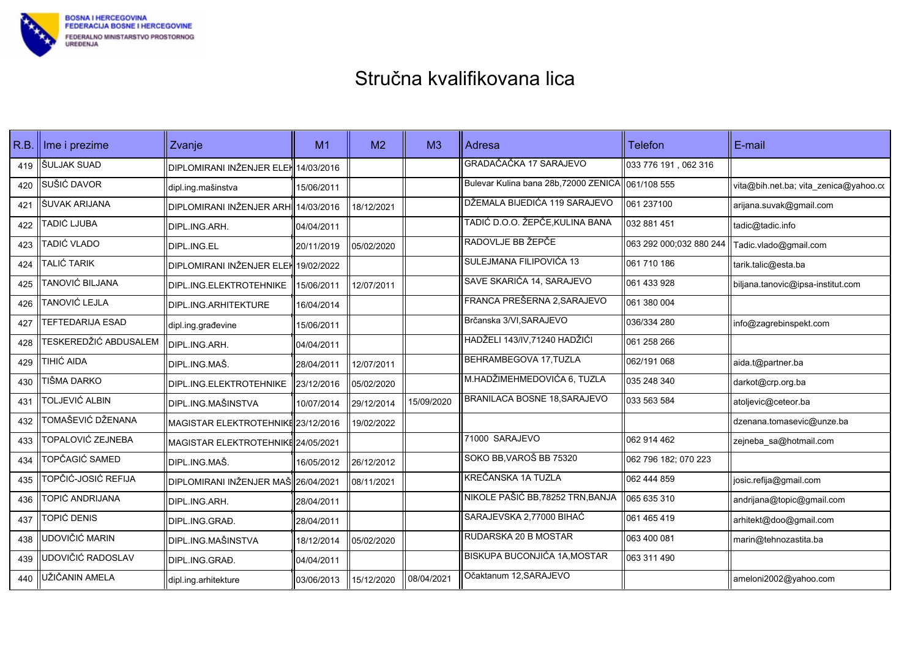BOSNA I HERCEGOVINA
FEDERACIJA BOSNE I HERCEGOVINE
FEDERALNO MINISTARSTVO PROSTORNOG UREĐENJA

# Stručna kvalifikovana lica

| R.B. | Ime i prezime | Zvanje | M1 | M2 | M3 | Adresa | Telefon | E-mail |
|---|---|---|---|---|---|---|---|---|
| 419 | ŠULJAK SUAD | DIPLOMIRANI INŽENJER ELEK | 14/03/2016 | | | GRADAČAČKA 17 SARAJEVO | 033 776 191 , 062 316 | |
| 420 | SUŠIĆ DAVOR | dipl.ing.mašinstva | 15/06/2011 | | | Bulevar Kulina bana 28b,72000 ZENICA | 061/108 555 | vita@bih.net.ba; vita_zenica@yahoo.co |
| 421 | ŠUVAK ARIJANA | DIPLOMIRANI INŽENJER ARHI | 14/03/2016 | 18/12/2021 | | DŽEMALA BIJEDIĆA 119 SARAJEVO | 061 237100 | arijana.suvak@gmail.com |
| 422 | TADIĆ LJUBA | DIPL.ING.ARH. | 04/04/2011 | | | TADIĆ D.O.O. ŽEPČE,KULINA BANA | 032 881 451 | tadic@tadic.info |
| 423 | TADIĆ VLADO | DIPL.ING.EL | 20/11/2019 | 05/02/2020 | | RADOVLJE BB ŽEPČE | 063 292 000;032 880 244 | Tadic.vlado@gmail.com |
| 424 | TALIĆ TARIK | DIPLOMIRANI INŽENJER ELEK | 19/02/2022 | | | SULEJMANA FILIPOVIĆA 13 | 061 710 186 | tarik.talic@esta.ba |
| 425 | TANOVIĆ BILJANA | DIPL.ING.ELEKTROTEHNIKE | 15/06/2011 | 12/07/2011 | | SAVE SKARIĆA 14, SARAJEVO | 061 433 928 | biljana.tanovic@ipsa-institut.com |
| 426 | TANOVIĆ LEJLA | DIPL.ING.ARHITEKTURE | 16/04/2014 | | | FRANCA PREŠERNA 2,SARAJEVO | 061 380 004 | |
| 427 | TEFTEDARIJA ESAD | dipl.ing.građevine | 15/06/2011 | | | Brčanska 3/VI,SARAJEVO | 036/334 280 | info@zagrebinspekt.com |
| 428 | TESKEREDŽIĆ ABDUSALEM | DIPL.ING.ARH. | 04/04/2011 | | | HADŽELI 143/IV,71240 HADŽIĆI | 061 258 266 | |
| 429 | TIHIĆ AIDA | DIPL.ING.MAŠ. | 28/04/2011 | 12/07/2011 | | BEHRAMBEGOVA 17,TUZLA | 062/191 068 | aida.t@partner.ba |
| 430 | TIŠMA DARKO | DIPL.ING.ELEKTROTEHNIKE | 23/12/2016 | 05/02/2020 | | M.HADŽIMEHMEDOVIĆA 6, TUZLA | 035 248 340 | darkot@crp.org.ba |
| 431 | TOLJEVIĆ ALBIN | DIPL.ING.MAŠINSTVA | 10/07/2014 | 29/12/2014 | 15/09/2020 | BRANILACA BOSNE 18,SARAJEVO | 033 563 584 | atoljevic@ceteor.ba |
| 432 | TOMAŠEVIĆ DŽENANA | MAGISTAR ELEKTROTEHNIKE | 23/12/2016 | 19/02/2022 | | | | dzenana.tomasevic@unze.ba |
| 433 | TOPALOVIĆ ZEJNEBA | MAGISTAR ELEKTROTEHNIKE | 24/05/2021 | | | 71000 SARAJEVO | 062 914 462 | zejneba_sa@hotmail.com |
| 434 | TOPČAGIĆ SAMED | DIPL.ING.MAŠ. | 16/05/2012 | 26/12/2012 | | SOKO BB,VAROŠ BB 75320 | 062 796 182; 070 223 | |
| 435 | TOPČIĆ-JOSIĆ REFIJA | DIPLOMIRANI INŽENJER MAŠ | 26/04/2021 | 08/11/2021 | | KREČANSKA 1A TUZLA | 062 444 859 | josic.refija@gmail.com |
| 436 | TOPIĆ ANDRIJANA | DIPL.ING.ARH. | 28/04/2011 | | | NIKOLE PAŠIĆ BB,78252 TRN,BANJA | 065 635 310 | andrijana@topic@gmail.com |
| 437 | TOPIĆ DENIS | DIPL.ING.GRAĐ. | 28/04/2011 | | | SARAJEVSKA 2,77000 BIHAĆ | 061 465 419 | arhitekt@doo@gmail.com |
| 438 | UDOVIČIĆ MARIN | DIPL.ING.MAŠINSTVA | 18/12/2014 | 05/02/2020 | | RUDARSKA 20 B MOSTAR | 063 400 081 | marin@tehnozastita.ba |
| 439 | UDOVIČIĆ RADOSLAV | DIPL.ING.GRAĐ. | 04/04/2011 | | | BISKUPA BUCONJIĆA 1A,MOSTAR | 063 311 490 | |
| 440 | UŽIČANIN AMELA | dipl.ing.arhitekture | 03/06/2013 | 15/12/2020 | 08/04/2021 | Očaktanum 12,SARAJEVO | | ameloni2002@yahoo.com |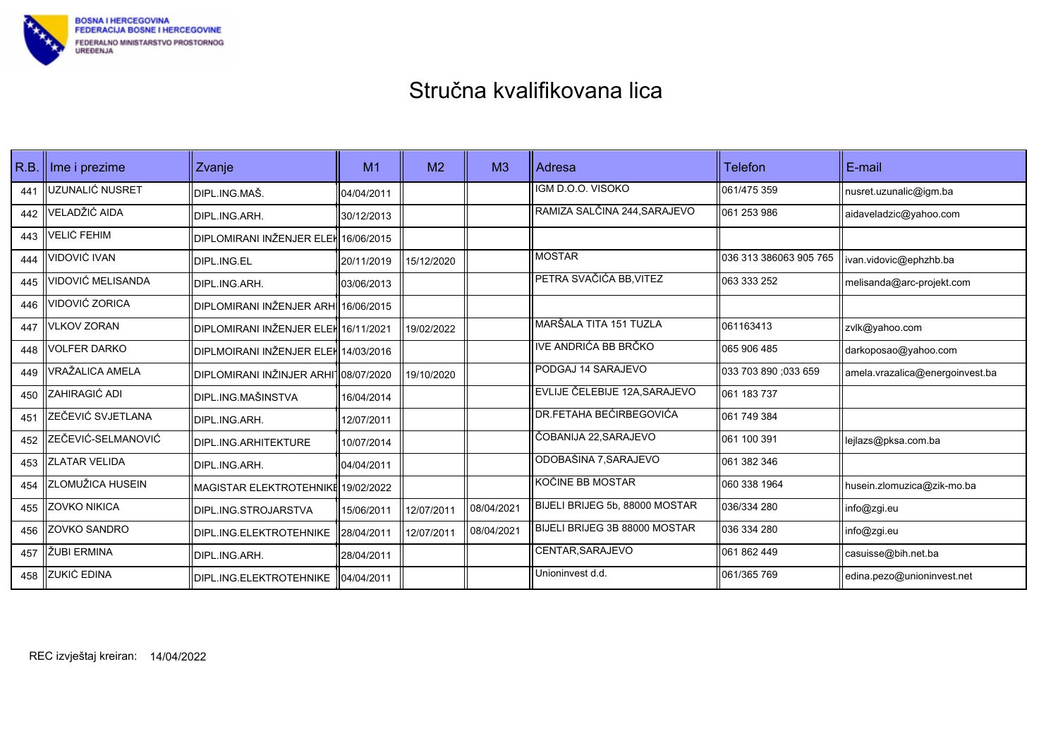BOSNA I HERCEGOVINA
FEDERACIJA BOSNE I HERCEGOVINE
FEDERALNO MINISTARSTVO PROSTORNOG UREĐENJA

# Stručna kvalifikovana lica

| R.B. | Ime i prezime | Zvanje | M1 | M2 | M3 | Adresa | Telefon | E-mail |
|---|---|---|---|---|---|---|---|---|
| 441 | UZUNALIĆ NUSRET | DIPL.ING.MAŠ. | 04/04/2011 | | | IGM D.O.O. VISOKO | 061/475 359 | nusret.uzunalic@igm.ba |
| 442 | VELADŽIĆ AIDA | DIPL.ING.ARH. | 30/12/2013 | | | RAMIZA SALČINA 244,SARAJEVO | 061 253 986 | aidaveladzic@yahoo.com |
| 443 | VELIĆ FEHIM | DIPLOMIRANI INŽENJER ELEK | 16/06/2015 | | | | | |
| 444 | VIDOVIĆ IVAN | DIPL.ING.EL | 20/11/2019 | 15/12/2020 | | MOSTAR | 036 313 386063 905 765 | ivan.vidovic@ephzhb.ba |
| 445 | VIDOVIĆ MELISANDA | DIPL.ING.ARH. | 03/06/2013 | | | PETRA SVAČIĆA BB,VITEZ | 063 333 252 | melisanda@arc-projekt.com |
| 446 | VIDOVIĆ ZORICA | DIPLOMIRANI INŽENJER ARHI | 16/06/2015 | | | | | |
| 447 | VLKOV ZORAN | DIPLOMIRANI INŽENJER ELEK | 16/11/2021 | 19/02/2022 | | MARŠALA TITA 151 TUZLA | 061163413 | zvlk@yahoo.com |
| 448 | VOLFER DARKO | DIPLMOIRANI INŽENJER ELEK | 14/03/2016 | | | IVE ANDRIĆA BB BRČKO | 065 906 485 | darkoposao@yahoo.com |
| 449 | VRAŽALICA AMELA | DIPLOMIRANI INŽINJER ARHIT | 08/07/2020 | 19/10/2020 | | PODGAJ 14 SARAJEVO | 033 703 890 ;033 659 | amela.vrazalica@energoinvest.ba |
| 450 | ZAHIRAGIĆ ADI | DIPL.ING.MAŠINSTVA | 16/04/2014 | | | EVLIJE ČELEBIJE 12A,SARAJEVO | 061 183 737 | |
| 451 | ZEČEVIĆ SVJETLANA | DIPL.ING.ARH. | 12/07/2011 | | | DR.FETAHA BEĆIRBEGOVIĆA | 061 749 384 | |
| 452 | ZEČEVIĆ-SELMANOVIĆ | DIPL.ING.ARHITEKTURE | 10/07/2014 | | | ČOBANIJA 22,SARAJEVO | 061 100 391 | lejlazs@pksa.com.ba |
| 453 | ZLATAR VELIDA | DIPL.ING.ARH. | 04/04/2011 | | | ODOBAŠINA 7,SARAJEVO | 061 382 346 | |
| 454 | ZLOMUŽICA HUSEIN | MAGISTAR ELEKTROTEHNIKE | 19/02/2022 | | | KOČINE BB MOSTAR | 060 338 1964 | husein.zlomuzica@zik-mo.ba |
| 455 | ZOVKO NIKICA | DIPL.ING.STROJARSTVA | 15/06/2011 | 12/07/2011 | 08/04/2021 | BIJELI BRIJEG 5b, 88000 MOSTAR | 036/334 280 | info@zgi.eu |
| 456 | ZOVKO SANDRO | DIPL.ING.ELEKTROTEHNIKE | 28/04/2011 | 12/07/2011 | 08/04/2021 | BIJELI BRIJEG 3B 88000 MOSTAR | 036 334 280 | info@zgi.eu |
| 457 | ŽUBI ERMINA | DIPL.ING.ARH. | 28/04/2011 | | | CENTAR,SARAJEVO | 061 862 449 | casuisse@bih.net.ba |
| 458 | ZUKIĆ EDINA | DIPL.ING.ELEKTROTEHNIKE | 04/04/2011 | | | Unioninvest d.d. | 061/365 769 | edina.pezo@unioninvest.net |

REC izvještaj kreiran: 14/04/2022